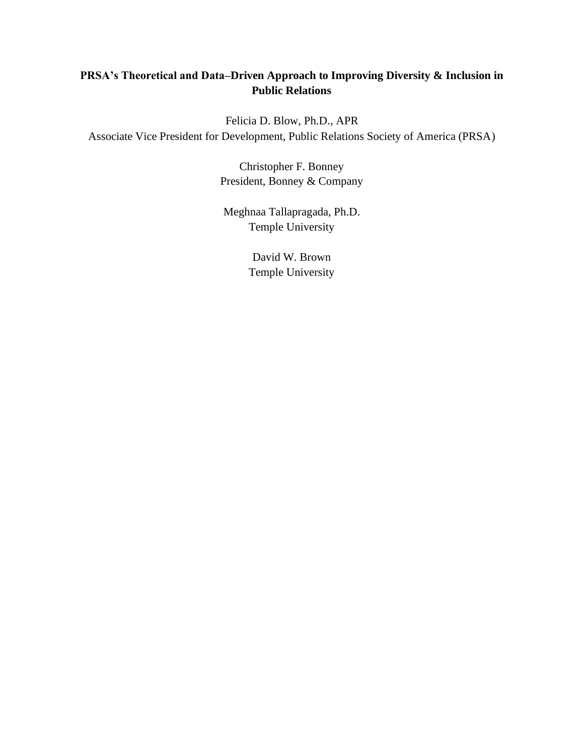# PRSA's Theoretical and Data–Driven Approach to Improving Diversity & Inclusion in Public Relations

Felicia D. Blow, Ph.D., APR
Associate Vice President for Development, Public Relations Society of America (PRSA)

Christopher F. Bonney
President, Bonney & Company

Meghnaa Tallapragada, Ph.D.
Temple University

David W. Brown
Temple University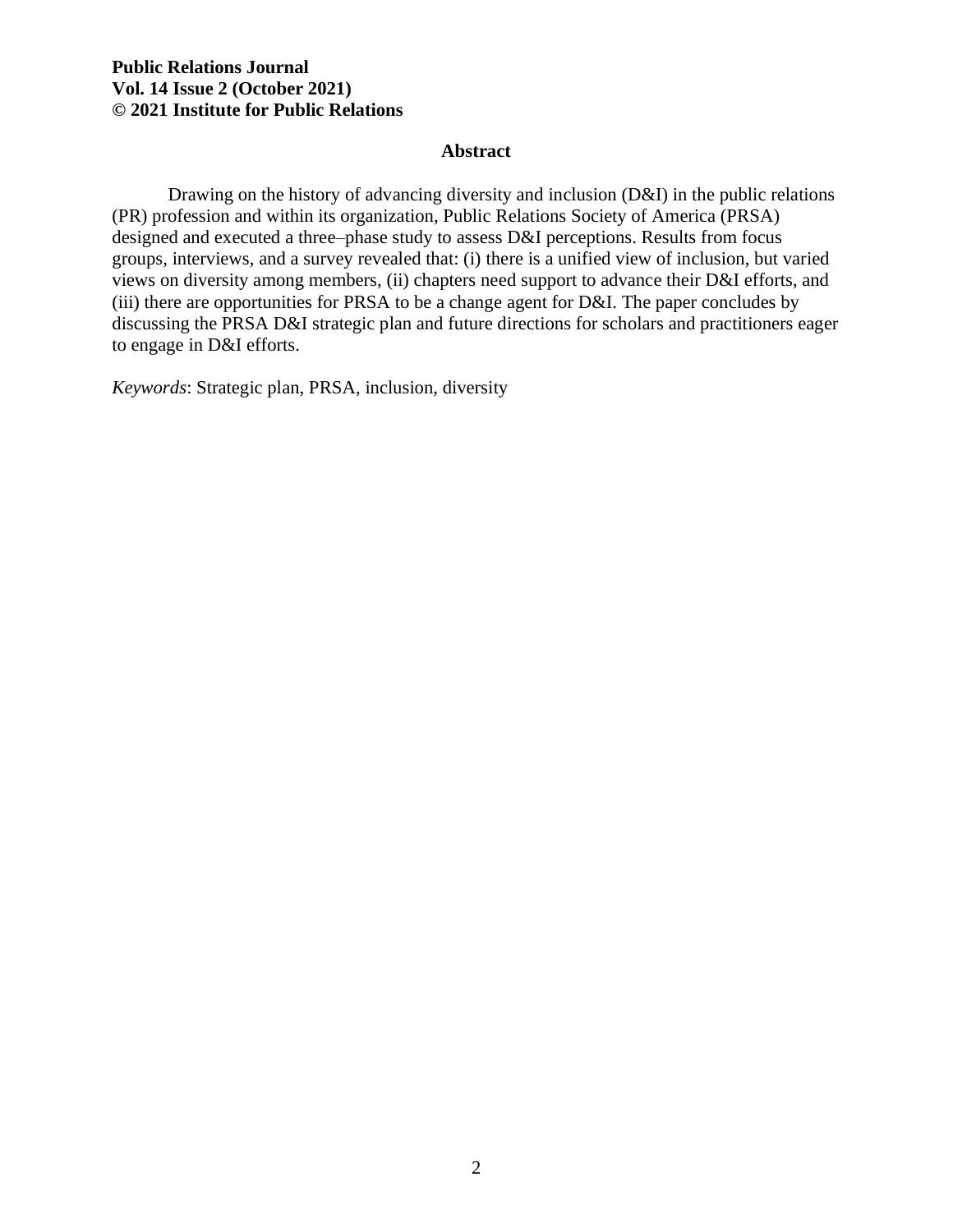## Abstract

Drawing on the history of advancing diversity and inclusion (D&I) in the public relations (PR) profession and within its organization, Public Relations Society of America (PRSA) designed and executed a three–phase study to assess D&I perceptions. Results from focus groups, interviews, and a survey revealed that: (i) there is a unified view of inclusion, but varied views on diversity among members, (ii) chapters need support to advance their D&I efforts, and (iii) there are opportunities for PRSA to be a change agent for D&I. The paper concludes by discussing the PRSA D&I strategic plan and future directions for scholars and practitioners eager to engage in D&I efforts.

*Keywords*: Strategic plan, PRSA, inclusion, diversity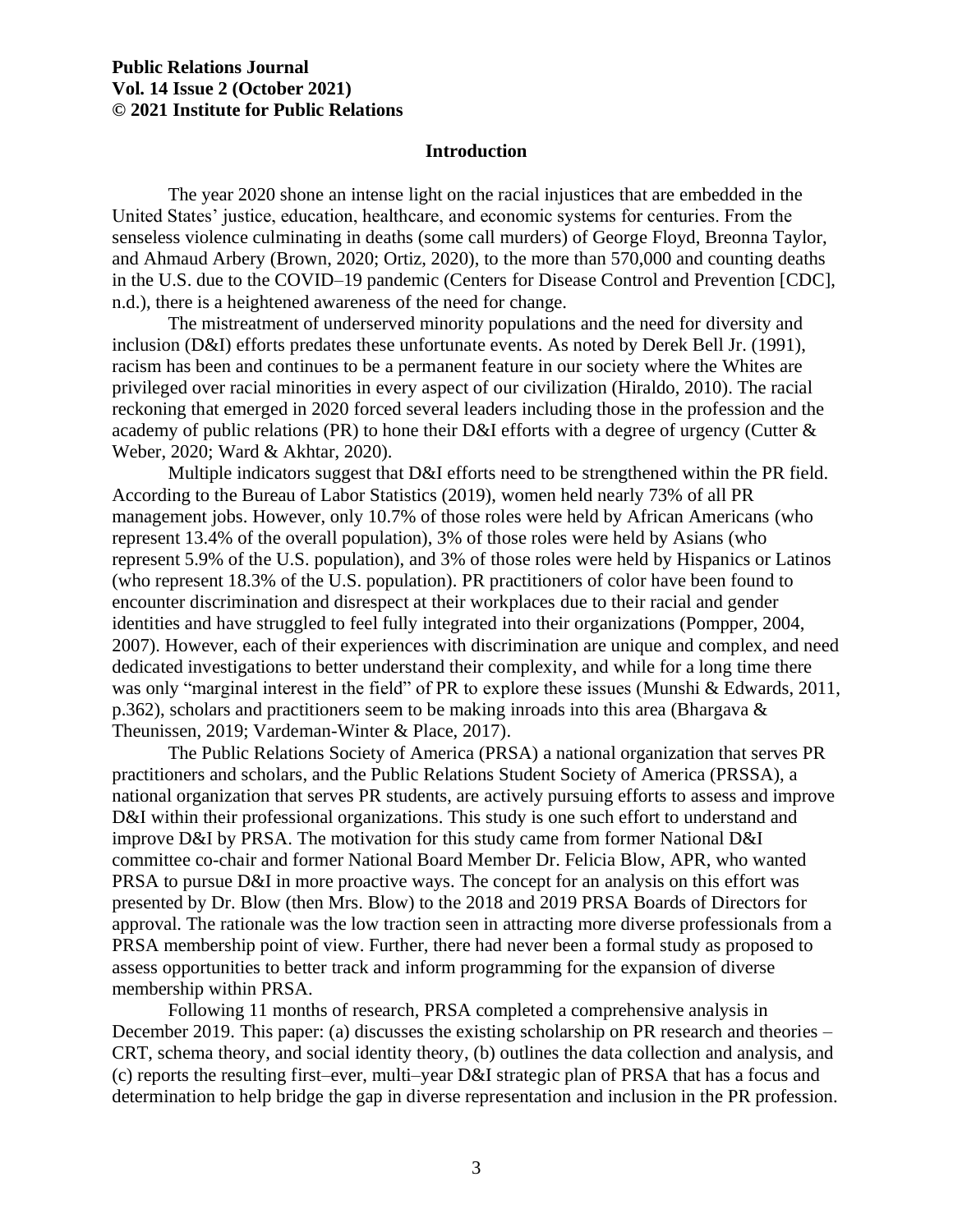## Introduction

The year 2020 shone an intense light on the racial injustices that are embedded in the United States' justice, education, healthcare, and economic systems for centuries. From the senseless violence culminating in deaths (some call murders) of George Floyd, Breonna Taylor, and Ahmaud Arbery (Brown, 2020; Ortiz, 2020), to the more than 570,000 and counting deaths in the U.S. due to the COVID–19 pandemic (Centers for Disease Control and Prevention [CDC], n.d.), there is a heightened awareness of the need for change.

The mistreatment of underserved minority populations and the need for diversity and inclusion (D&I) efforts predates these unfortunate events. As noted by Derek Bell Jr. (1991), racism has been and continues to be a permanent feature in our society where the Whites are privileged over racial minorities in every aspect of our civilization (Hiraldo, 2010). The racial reckoning that emerged in 2020 forced several leaders including those in the profession and the academy of public relations (PR) to hone their D&I efforts with a degree of urgency (Cutter & Weber, 2020; Ward & Akhtar, 2020).

Multiple indicators suggest that D&I efforts need to be strengthened within the PR field. According to the Bureau of Labor Statistics (2019), women held nearly 73% of all PR management jobs. However, only 10.7% of those roles were held by African Americans (who represent 13.4% of the overall population), 3% of those roles were held by Asians (who represent 5.9% of the U.S. population), and 3% of those roles were held by Hispanics or Latinos (who represent 18.3% of the U.S. population). PR practitioners of color have been found to encounter discrimination and disrespect at their workplaces due to their racial and gender identities and have struggled to feel fully integrated into their organizations (Pompper, 2004, 2007). However, each of their experiences with discrimination are unique and complex, and need dedicated investigations to better understand their complexity, and while for a long time there was only "marginal interest in the field" of PR to explore these issues (Munshi & Edwards, 2011, p.362), scholars and practitioners seem to be making inroads into this area (Bhargava & Theunissen, 2019; Vardeman-Winter & Place, 2017).

The Public Relations Society of America (PRSA) a national organization that serves PR practitioners and scholars, and the Public Relations Student Society of America (PRSSA), a national organization that serves PR students, are actively pursuing efforts to assess and improve D&I within their professional organizations. This study is one such effort to understand and improve D&I by PRSA. The motivation for this study came from former National D&I committee co-chair and former National Board Member Dr. Felicia Blow, APR, who wanted PRSA to pursue D&I in more proactive ways. The concept for an analysis on this effort was presented by Dr. Blow (then Mrs. Blow) to the 2018 and 2019 PRSA Boards of Directors for approval. The rationale was the low traction seen in attracting more diverse professionals from a PRSA membership point of view. Further, there had never been a formal study as proposed to assess opportunities to better track and inform programming for the expansion of diverse membership within PRSA.

Following 11 months of research, PRSA completed a comprehensive analysis in December 2019. This paper: (a) discusses the existing scholarship on PR research and theories – CRT, schema theory, and social identity theory, (b) outlines the data collection and analysis, and (c) reports the resulting first–ever, multi–year D&I strategic plan of PRSA that has a focus and determination to help bridge the gap in diverse representation and inclusion in the PR profession.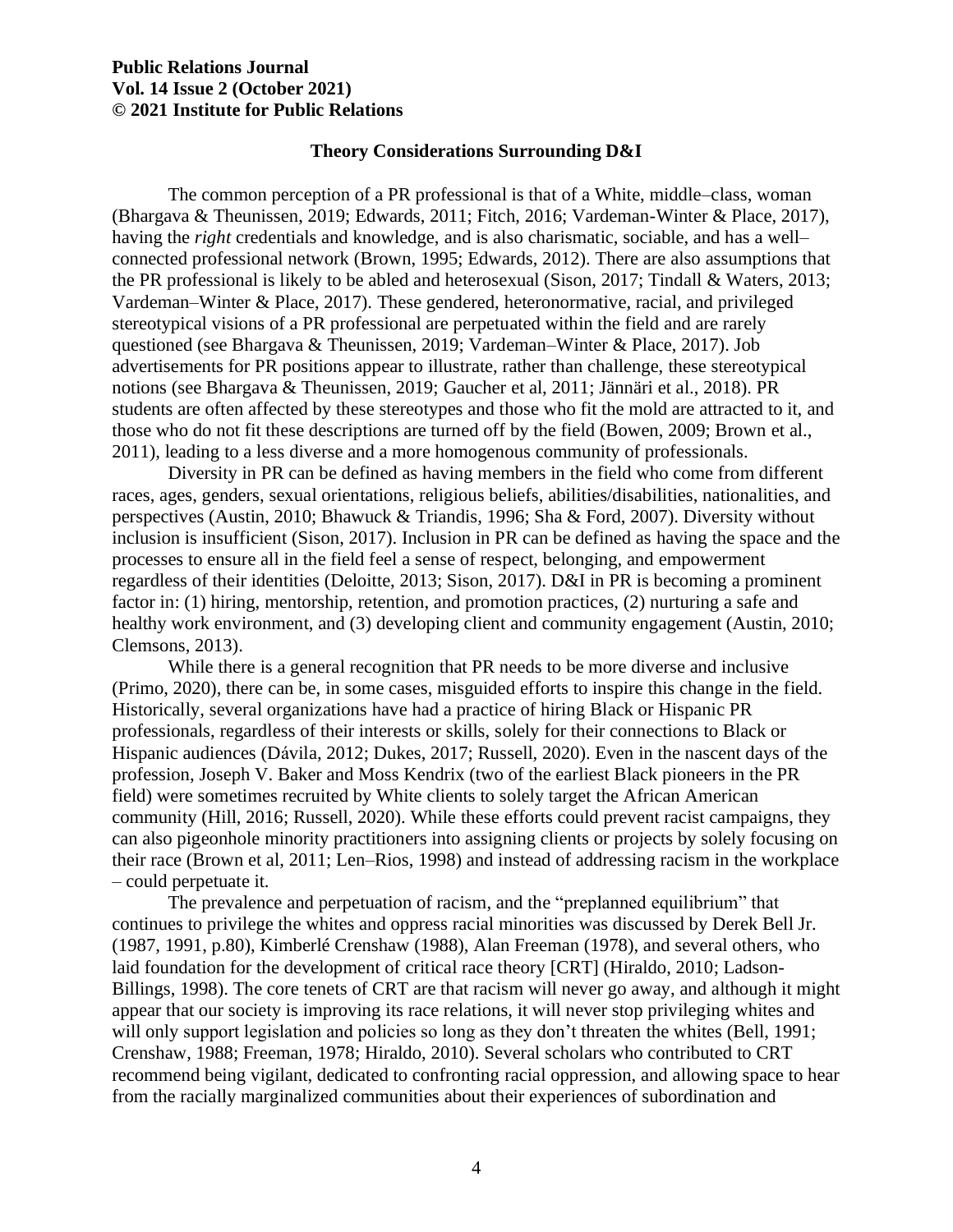## Theory Considerations Surrounding D&I

The common perception of a PR professional is that of a White, middle–class, woman (Bhargava & Theunissen, 2019; Edwards, 2011; Fitch, 2016; Vardeman-Winter & Place, 2017), having the *right* credentials and knowledge, and is also charismatic, sociable, and has a well–connected professional network (Brown, 1995; Edwards, 2012). There are also assumptions that the PR professional is likely to be abled and heterosexual (Sison, 2017; Tindall & Waters, 2013; Vardeman–Winter & Place, 2017). These gendered, heteronormative, racial, and privileged stereotypical visions of a PR professional are perpetuated within the field and are rarely questioned (see Bhargava & Theunissen, 2019; Vardeman–Winter & Place, 2017). Job advertisements for PR positions appear to illustrate, rather than challenge, these stereotypical notions (see Bhargava & Theunissen, 2019; Gaucher et al, 2011; Jännäri et al., 2018). PR students are often affected by these stereotypes and those who fit the mold are attracted to it, and those who do not fit these descriptions are turned off by the field (Bowen, 2009; Brown et al., 2011), leading to a less diverse and a more homogenous community of professionals.

Diversity in PR can be defined as having members in the field who come from different races, ages, genders, sexual orientations, religious beliefs, abilities/disabilities, nationalities, and perspectives (Austin, 2010; Bhawuck & Triandis, 1996; Sha & Ford, 2007). Diversity without inclusion is insufficient (Sison, 2017). Inclusion in PR can be defined as having the space and the processes to ensure all in the field feel a sense of respect, belonging, and empowerment regardless of their identities (Deloitte, 2013; Sison, 2017). D&I in PR is becoming a prominent factor in: (1) hiring, mentorship, retention, and promotion practices, (2) nurturing a safe and healthy work environment, and (3) developing client and community engagement (Austin, 2010; Clemsons, 2013).

While there is a general recognition that PR needs to be more diverse and inclusive (Primo, 2020), there can be, in some cases, misguided efforts to inspire this change in the field. Historically, several organizations have had a practice of hiring Black or Hispanic PR professionals, regardless of their interests or skills, solely for their connections to Black or Hispanic audiences (Dávila, 2012; Dukes, 2017; Russell, 2020). Even in the nascent days of the profession, Joseph V. Baker and Moss Kendrix (two of the earliest Black pioneers in the PR field) were sometimes recruited by White clients to solely target the African American community (Hill, 2016; Russell, 2020). While these efforts could prevent racist campaigns, they can also pigeonhole minority practitioners into assigning clients or projects by solely focusing on their race (Brown et al, 2011; Len–Rios, 1998) and instead of addressing racism in the workplace – could perpetuate it.

The prevalence and perpetuation of racism, and the "preplanned equilibrium" that continues to privilege the whites and oppress racial minorities was discussed by Derek Bell Jr. (1987, 1991, p.80), Kimberlé Crenshaw (1988), Alan Freeman (1978), and several others, who laid foundation for the development of critical race theory [CRT] (Hiraldo, 2010; Ladson-Billings, 1998). The core tenets of CRT are that racism will never go away, and although it might appear that our society is improving its race relations, it will never stop privileging whites and will only support legislation and policies so long as they don't threaten the whites (Bell, 1991; Crenshaw, 1988; Freeman, 1978; Hiraldo, 2010). Several scholars who contributed to CRT recommend being vigilant, dedicated to confronting racial oppression, and allowing space to hear from the racially marginalized communities about their experiences of subordination and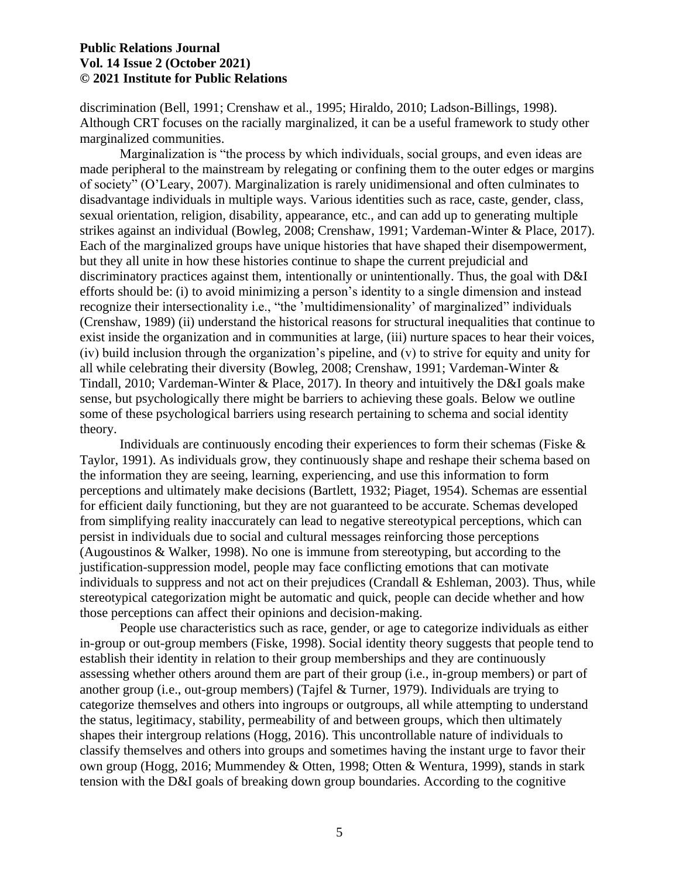discrimination (Bell, 1991; Crenshaw et al., 1995; Hiraldo, 2010; Ladson-Billings, 1998). Although CRT focuses on the racially marginalized, it can be a useful framework to study other marginalized communities.

Marginalization is "the process by which individuals, social groups, and even ideas are made peripheral to the mainstream by relegating or confining them to the outer edges or margins of society" (O'Leary, 2007). Marginalization is rarely unidimensional and often culminates to disadvantage individuals in multiple ways. Various identities such as race, caste, gender, class, sexual orientation, religion, disability, appearance, etc., and can add up to generating multiple strikes against an individual (Bowleg, 2008; Crenshaw, 1991; Vardeman-Winter & Place, 2017). Each of the marginalized groups have unique histories that have shaped their disempowerment, but they all unite in how these histories continue to shape the current prejudicial and discriminatory practices against them, intentionally or unintentionally. Thus, the goal with D&I efforts should be: (i) to avoid minimizing a person's identity to a single dimension and instead recognize their intersectionality i.e., "the 'multidimensionality' of marginalized" individuals (Crenshaw, 1989) (ii) understand the historical reasons for structural inequalities that continue to exist inside the organization and in communities at large, (iii) nurture spaces to hear their voices, (iv) build inclusion through the organization's pipeline, and (v) to strive for equity and unity for all while celebrating their diversity (Bowleg, 2008; Crenshaw, 1991; Vardeman-Winter & Tindall, 2010; Vardeman-Winter & Place, 2017). In theory and intuitively the D&I goals make sense, but psychologically there might be barriers to achieving these goals. Below we outline some of these psychological barriers using research pertaining to schema and social identity theory.

Individuals are continuously encoding their experiences to form their schemas (Fiske & Taylor, 1991). As individuals grow, they continuously shape and reshape their schema based on the information they are seeing, learning, experiencing, and use this information to form perceptions and ultimately make decisions (Bartlett, 1932; Piaget, 1954). Schemas are essential for efficient daily functioning, but they are not guaranteed to be accurate. Schemas developed from simplifying reality inaccurately can lead to negative stereotypical perceptions, which can persist in individuals due to social and cultural messages reinforcing those perceptions (Augoustinos & Walker, 1998). No one is immune from stereotyping, but according to the justification-suppression model, people may face conflicting emotions that can motivate individuals to suppress and not act on their prejudices (Crandall & Eshleman, 2003). Thus, while stereotypical categorization might be automatic and quick, people can decide whether and how those perceptions can affect their opinions and decision-making.

People use characteristics such as race, gender, or age to categorize individuals as either in-group or out-group members (Fiske, 1998). Social identity theory suggests that people tend to establish their identity in relation to their group memberships and they are continuously assessing whether others around them are part of their group (i.e., in-group members) or part of another group (i.e., out-group members) (Tajfel & Turner, 1979). Individuals are trying to categorize themselves and others into ingroups or outgroups, all while attempting to understand the status, legitimacy, stability, permeability of and between groups, which then ultimately shapes their intergroup relations (Hogg, 2016). This uncontrollable nature of individuals to classify themselves and others into groups and sometimes having the instant urge to favor their own group (Hogg, 2016; Mummendey & Otten, 1998; Otten & Wentura, 1999), stands in stark tension with the D&I goals of breaking down group boundaries. According to the cognitive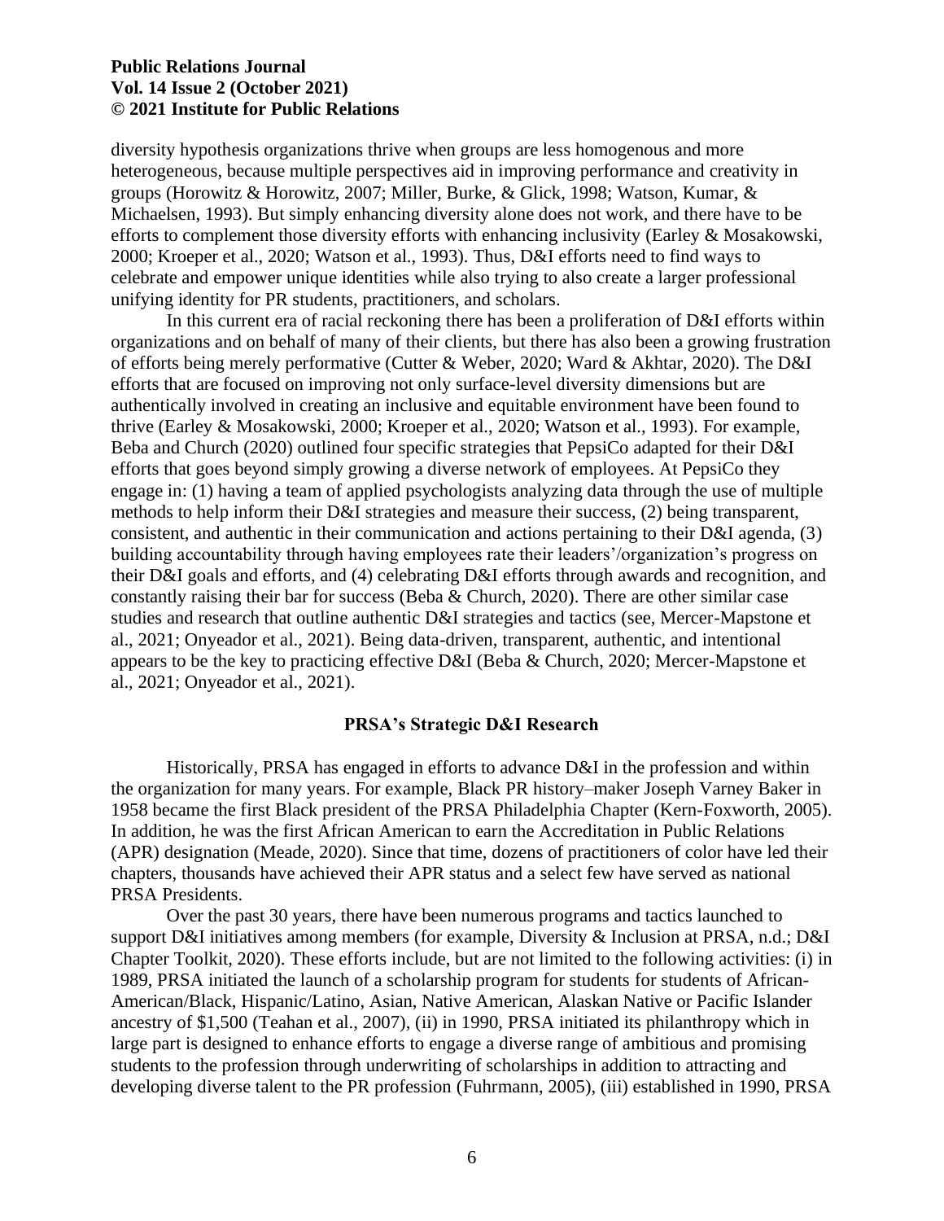diversity hypothesis organizations thrive when groups are less homogenous and more heterogeneous, because multiple perspectives aid in improving performance and creativity in groups (Horowitz & Horowitz, 2007; Miller, Burke, & Glick, 1998; Watson, Kumar, & Michaelsen, 1993). But simply enhancing diversity alone does not work, and there have to be efforts to complement those diversity efforts with enhancing inclusivity (Earley & Mosakowski, 2000; Kroeper et al., 2020; Watson et al., 1993). Thus, D&I efforts need to find ways to celebrate and empower unique identities while also trying to also create a larger professional unifying identity for PR students, practitioners, and scholars.

In this current era of racial reckoning there has been a proliferation of D&I efforts within organizations and on behalf of many of their clients, but there has also been a growing frustration of efforts being merely performative (Cutter & Weber, 2020; Ward & Akhtar, 2020). The D&I efforts that are focused on improving not only surface-level diversity dimensions but are authentically involved in creating an inclusive and equitable environment have been found to thrive (Earley & Mosakowski, 2000; Kroeper et al., 2020; Watson et al., 1993). For example, Beba and Church (2020) outlined four specific strategies that PepsiCo adapted for their D&I efforts that goes beyond simply growing a diverse network of employees. At PepsiCo they engage in: (1) having a team of applied psychologists analyzing data through the use of multiple methods to help inform their D&I strategies and measure their success, (2) being transparent, consistent, and authentic in their communication and actions pertaining to their D&I agenda, (3) building accountability through having employees rate their leaders'/organization's progress on their D&I goals and efforts, and (4) celebrating D&I efforts through awards and recognition, and constantly raising their bar for success (Beba & Church, 2020). There are other similar case studies and research that outline authentic D&I strategies and tactics (see, Mercer-Mapstone et al., 2021; Onyeador et al., 2021). Being data-driven, transparent, authentic, and intentional appears to be the key to practicing effective D&I (Beba & Church, 2020; Mercer-Mapstone et al., 2021; Onyeador et al., 2021).

## PRSA's Strategic D&I Research

Historically, PRSA has engaged in efforts to advance D&I in the profession and within the organization for many years. For example, Black PR history–maker Joseph Varney Baker in 1958 became the first Black president of the PRSA Philadelphia Chapter (Kern-Foxworth, 2005). In addition, he was the first African American to earn the Accreditation in Public Relations (APR) designation (Meade, 2020). Since that time, dozens of practitioners of color have led their chapters, thousands have achieved their APR status and a select few have served as national PRSA Presidents.

Over the past 30 years, there have been numerous programs and tactics launched to support D&I initiatives among members (for example, Diversity & Inclusion at PRSA, n.d.; D&I Chapter Toolkit, 2020). These efforts include, but are not limited to the following activities: (i) in 1989, PRSA initiated the launch of a scholarship program for students for students of African-American/Black, Hispanic/Latino, Asian, Native American, Alaskan Native or Pacific Islander ancestry of $1,500 (Teahan et al., 2007), (ii) in 1990, PRSA initiated its philanthropy which in large part is designed to enhance efforts to engage a diverse range of ambitious and promising students to the profession through underwriting of scholarships in addition to attracting and developing diverse talent to the PR profession (Fuhrmann, 2005), (iii) established in 1990, PRSA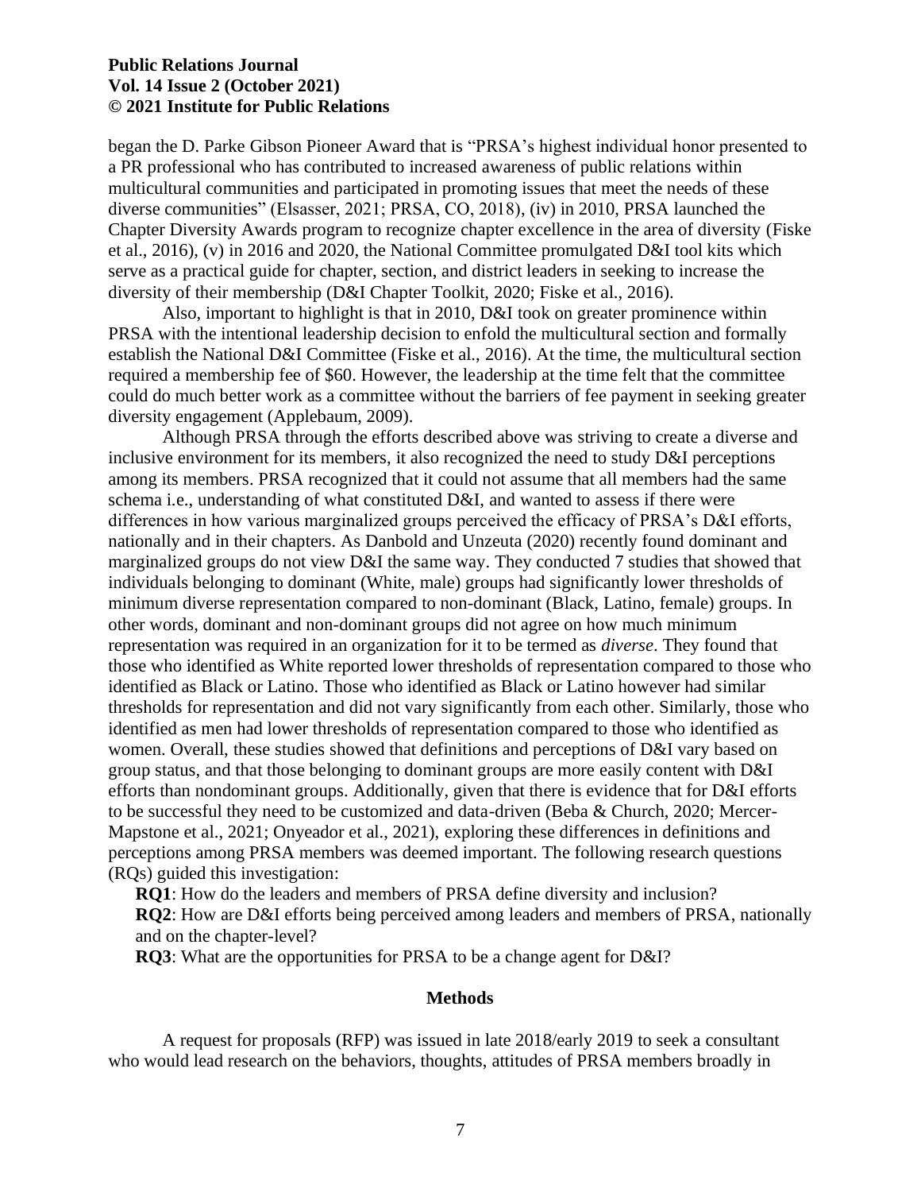began the D. Parke Gibson Pioneer Award that is "PRSA's highest individual honor presented to a PR professional who has contributed to increased awareness of public relations within multicultural communities and participated in promoting issues that meet the needs of these diverse communities" (Elsasser, 2021; PRSA, CO, 2018), (iv) in 2010, PRSA launched the Chapter Diversity Awards program to recognize chapter excellence in the area of diversity (Fiske et al., 2016), (v) in 2016 and 2020, the National Committee promulgated D&I tool kits which serve as a practical guide for chapter, section, and district leaders in seeking to increase the diversity of their membership (D&I Chapter Toolkit, 2020; Fiske et al., 2016).

Also, important to highlight is that in 2010, D&I took on greater prominence within PRSA with the intentional leadership decision to enfold the multicultural section and formally establish the National D&I Committee (Fiske et al., 2016). At the time, the multicultural section required a membership fee of $60. However, the leadership at the time felt that the committee could do much better work as a committee without the barriers of fee payment in seeking greater diversity engagement (Applebaum, 2009).

Although PRSA through the efforts described above was striving to create a diverse and inclusive environment for its members, it also recognized the need to study D&I perceptions among its members. PRSA recognized that it could not assume that all members had the same schema i.e., understanding of what constituted D&I, and wanted to assess if there were differences in how various marginalized groups perceived the efficacy of PRSA's D&I efforts, nationally and in their chapters. As Danbold and Unzeuta (2020) recently found dominant and marginalized groups do not view D&I the same way. They conducted 7 studies that showed that individuals belonging to dominant (White, male) groups had significantly lower thresholds of minimum diverse representation compared to non-dominant (Black, Latino, female) groups. In other words, dominant and non-dominant groups did not agree on how much minimum representation was required in an organization for it to be termed as *diverse*. They found that those who identified as White reported lower thresholds of representation compared to those who identified as Black or Latino. Those who identified as Black or Latino however had similar thresholds for representation and did not vary significantly from each other. Similarly, those who identified as men had lower thresholds of representation compared to those who identified as women. Overall, these studies showed that definitions and perceptions of D&I vary based on group status, and that those belonging to dominant groups are more easily content with D&I efforts than nondominant groups. Additionally, given that there is evidence that for D&I efforts to be successful they need to be customized and data-driven (Beba & Church, 2020; Mercer-Mapstone et al., 2021; Onyeador et al., 2021), exploring these differences in definitions and perceptions among PRSA members was deemed important. The following research questions (RQs) guided this investigation:

**RQ1**: How do the leaders and members of PRSA define diversity and inclusion?

**RQ2**: How are D&I efforts being perceived among leaders and members of PRSA, nationally and on the chapter-level?

**RQ3**: What are the opportunities for PRSA to be a change agent for D&I?

## Methods

A request for proposals (RFP) was issued in late 2018/early 2019 to seek a consultant who would lead research on the behaviors, thoughts, attitudes of PRSA members broadly in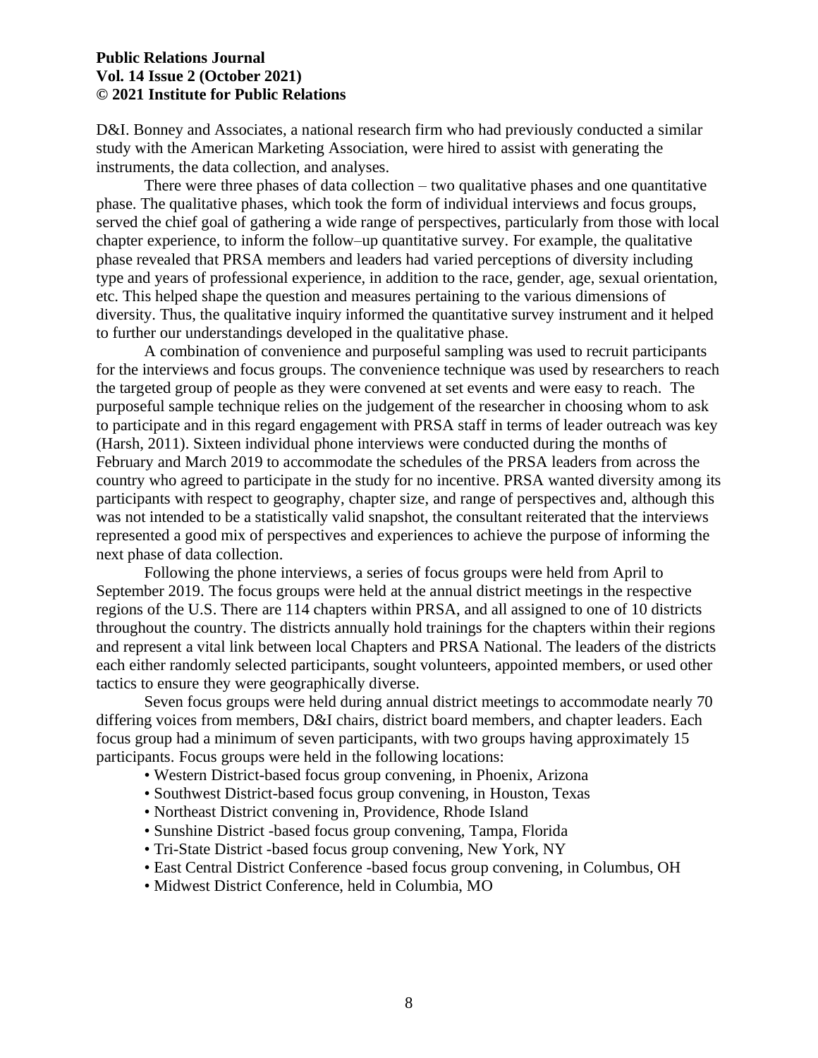D&I. Bonney and Associates, a national research firm who had previously conducted a similar study with the American Marketing Association, were hired to assist with generating the instruments, the data collection, and analyses.

There were three phases of data collection – two qualitative phases and one quantitative phase. The qualitative phases, which took the form of individual interviews and focus groups, served the chief goal of gathering a wide range of perspectives, particularly from those with local chapter experience, to inform the follow–up quantitative survey. For example, the qualitative phase revealed that PRSA members and leaders had varied perceptions of diversity including type and years of professional experience, in addition to the race, gender, age, sexual orientation, etc. This helped shape the question and measures pertaining to the various dimensions of diversity. Thus, the qualitative inquiry informed the quantitative survey instrument and it helped to further our understandings developed in the qualitative phase.

A combination of convenience and purposeful sampling was used to recruit participants for the interviews and focus groups. The convenience technique was used by researchers to reach the targeted group of people as they were convened at set events and were easy to reach. The purposeful sample technique relies on the judgement of the researcher in choosing whom to ask to participate and in this regard engagement with PRSA staff in terms of leader outreach was key (Harsh, 2011). Sixteen individual phone interviews were conducted during the months of February and March 2019 to accommodate the schedules of the PRSA leaders from across the country who agreed to participate in the study for no incentive. PRSA wanted diversity among its participants with respect to geography, chapter size, and range of perspectives and, although this was not intended to be a statistically valid snapshot, the consultant reiterated that the interviews represented a good mix of perspectives and experiences to achieve the purpose of informing the next phase of data collection.

Following the phone interviews, a series of focus groups were held from April to September 2019. The focus groups were held at the annual district meetings in the respective regions of the U.S. There are 114 chapters within PRSA, and all assigned to one of 10 districts throughout the country. The districts annually hold trainings for the chapters within their regions and represent a vital link between local Chapters and PRSA National. The leaders of the districts each either randomly selected participants, sought volunteers, appointed members, or used other tactics to ensure they were geographically diverse.

Seven focus groups were held during annual district meetings to accommodate nearly 70 differing voices from members, D&I chairs, district board members, and chapter leaders. Each focus group had a minimum of seven participants, with two groups having approximately 15 participants. Focus groups were held in the following locations:

- Western District-based focus group convening, in Phoenix, Arizona
- Southwest District-based focus group convening, in Houston, Texas
- Northeast District convening in, Providence, Rhode Island
- Sunshine District -based focus group convening, Tampa, Florida
- Tri-State District -based focus group convening, New York, NY
- East Central District Conference -based focus group convening, in Columbus, OH
- Midwest District Conference, held in Columbia, MO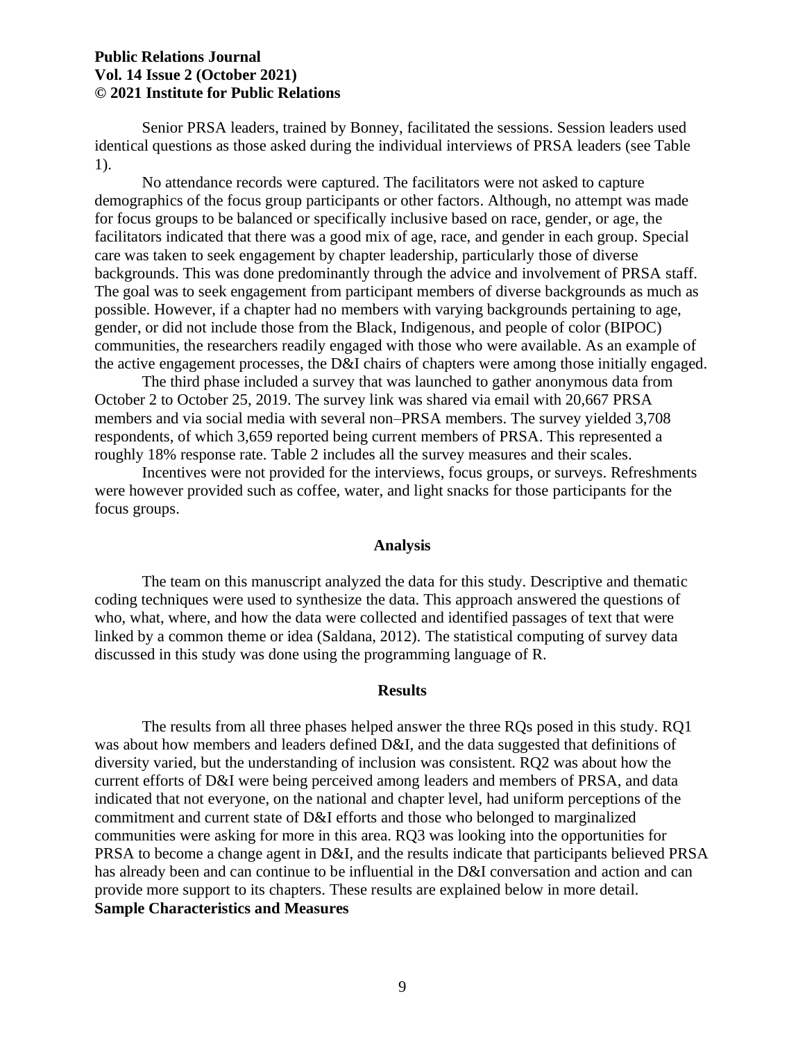Senior PRSA leaders, trained by Bonney, facilitated the sessions. Session leaders used identical questions as those asked during the individual interviews of PRSA leaders (see Table 1).

No attendance records were captured. The facilitators were not asked to capture demographics of the focus group participants or other factors. Although, no attempt was made for focus groups to be balanced or specifically inclusive based on race, gender, or age, the facilitators indicated that there was a good mix of age, race, and gender in each group. Special care was taken to seek engagement by chapter leadership, particularly those of diverse backgrounds. This was done predominantly through the advice and involvement of PRSA staff. The goal was to seek engagement from participant members of diverse backgrounds as much as possible. However, if a chapter had no members with varying backgrounds pertaining to age, gender, or did not include those from the Black, Indigenous, and people of color (BIPOC) communities, the researchers readily engaged with those who were available. As an example of the active engagement processes, the D&I chairs of chapters were among those initially engaged.

The third phase included a survey that was launched to gather anonymous data from October 2 to October 25, 2019. The survey link was shared via email with 20,667 PRSA members and via social media with several non–PRSA members. The survey yielded 3,708 respondents, of which 3,659 reported being current members of PRSA. This represented a roughly 18% response rate. Table 2 includes all the survey measures and their scales.

Incentives were not provided for the interviews, focus groups, or surveys. Refreshments were however provided such as coffee, water, and light snacks for those participants for the focus groups.

## Analysis

The team on this manuscript analyzed the data for this study. Descriptive and thematic coding techniques were used to synthesize the data. This approach answered the questions of who, what, where, and how the data were collected and identified passages of text that were linked by a common theme or idea (Saldana, 2012). The statistical computing of survey data discussed in this study was done using the programming language of R.

## Results

The results from all three phases helped answer the three RQs posed in this study. RQ1 was about how members and leaders defined D&I, and the data suggested that definitions of diversity varied, but the understanding of inclusion was consistent. RQ2 was about how the current efforts of D&I were being perceived among leaders and members of PRSA, and data indicated that not everyone, on the national and chapter level, had uniform perceptions of the commitment and current state of D&I efforts and those who belonged to marginalized communities were asking for more in this area. RQ3 was looking into the opportunities for PRSA to become a change agent in D&I, and the results indicate that participants believed PRSA has already been and can continue to be influential in the D&I conversation and action and can provide more support to its chapters. These results are explained below in more detail.

### Sample Characteristics and Measures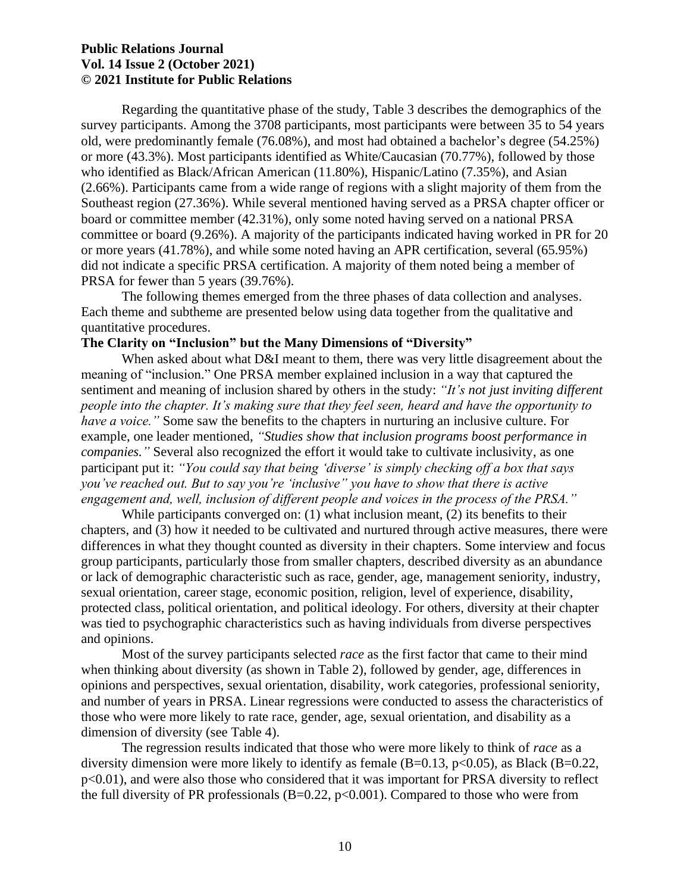Regarding the quantitative phase of the study, Table 3 describes the demographics of the survey participants. Among the 3708 participants, most participants were between 35 to 54 years old, were predominantly female (76.08%), and most had obtained a bachelor's degree (54.25%) or more (43.3%). Most participants identified as White/Caucasian (70.77%), followed by those who identified as Black/African American (11.80%), Hispanic/Latino (7.35%), and Asian (2.66%). Participants came from a wide range of regions with a slight majority of them from the Southeast region (27.36%). While several mentioned having served as a PRSA chapter officer or board or committee member (42.31%), only some noted having served on a national PRSA committee or board (9.26%). A majority of the participants indicated having worked in PR for 20 or more years (41.78%), and while some noted having an APR certification, several (65.95%) did not indicate a specific PRSA certification. A majority of them noted being a member of PRSA for fewer than 5 years (39.76%).

The following themes emerged from the three phases of data collection and analyses. Each theme and subtheme are presented below using data together from the qualitative and quantitative procedures.

**The Clarity on "Inclusion" but the Many Dimensions of "Diversity"**

When asked about what D&I meant to them, there was very little disagreement about the meaning of "inclusion." One PRSA member explained inclusion in a way that captured the sentiment and meaning of inclusion shared by others in the study: *"It's not just inviting different people into the chapter. It's making sure that they feel seen, heard and have the opportunity to have a voice."* Some saw the benefits to the chapters in nurturing an inclusive culture. For example, one leader mentioned, *"Studies show that inclusion programs boost performance in companies."* Several also recognized the effort it would take to cultivate inclusivity, as one participant put it: *"You could say that being 'diverse' is simply checking off a box that says you've reached out. But to say you're 'inclusive" you have to show that there is active engagement and, well, inclusion of different people and voices in the process of the PRSA."*

While participants converged on: (1) what inclusion meant, (2) its benefits to their chapters, and (3) how it needed to be cultivated and nurtured through active measures, there were differences in what they thought counted as diversity in their chapters. Some interview and focus group participants, particularly those from smaller chapters, described diversity as an abundance or lack of demographic characteristic such as race, gender, age, management seniority, industry, sexual orientation, career stage, economic position, religion, level of experience, disability, protected class, political orientation, and political ideology. For others, diversity at their chapter was tied to psychographic characteristics such as having individuals from diverse perspectives and opinions.

Most of the survey participants selected *race* as the first factor that came to their mind when thinking about diversity (as shown in Table 2), followed by gender, age, differences in opinions and perspectives, sexual orientation, disability, work categories, professional seniority, and number of years in PRSA. Linear regressions were conducted to assess the characteristics of those who were more likely to rate race, gender, age, sexual orientation, and disability as a dimension of diversity (see Table 4).

The regression results indicated that those who were more likely to think of *race* as a diversity dimension were more likely to identify as female ($B=0.13$, $p<0.05$), as Black ($B=0.22$, $p<0.01$), and were also those who considered that it was important for PRSA diversity to reflect the full diversity of PR professionals ($B=0.22$, $p<0.001$). Compared to those who were from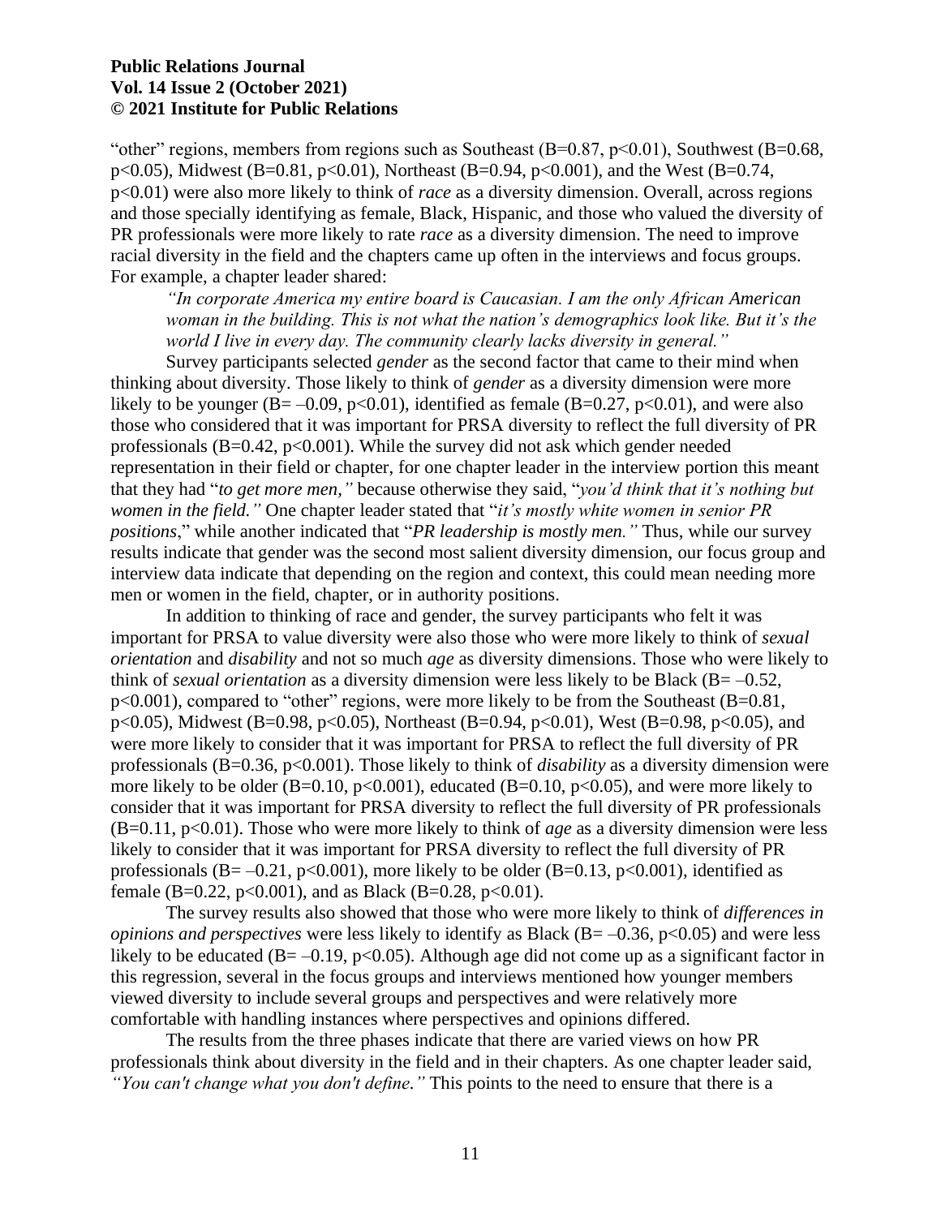"other" regions, members from regions such as Southeast ($B=0.87$, $p<0.01$), Southwest ($B=0.68$, $p<0.05$), Midwest ($B=0.81$, $p<0.01$), Northeast ($B=0.94$, $p<0.001$), and the West ($B=0.74$, $p<0.01$) were also more likely to think of *race* as a diversity dimension. Overall, across regions and those specially identifying as female, Black, Hispanic, and those who valued the diversity of PR professionals were more likely to rate *race* as a diversity dimension. The need to improve racial diversity in the field and the chapters came up often in the interviews and focus groups. For example, a chapter leader shared:

> *"In corporate America my entire board is Caucasian. I am the only African American woman in the building. This is not what the nation's demographics look like. But it's the world I live in every day. The community clearly lacks diversity in general."*

Survey participants selected *gender* as the second factor that came to their mind when thinking about diversity. Those likely to think of *gender* as a diversity dimension were more likely to be younger ($B=-0.09$, $p<0.01$), identified as female ($B=0.27$, $p<0.01$), and were also those who considered that it was important for PRSA diversity to reflect the full diversity of PR professionals ($B=0.42$, $p<0.001$). While the survey did not ask which gender needed representation in their field or chapter, for one chapter leader in the interview portion this meant that they had "*to get more men,"* because otherwise they said, "*you'd think that it's nothing but women in the field."* One chapter leader stated that "*it's mostly white women in senior PR positions*," while another indicated that "*PR leadership is mostly men."* Thus, while our survey results indicate that gender was the second most salient diversity dimension, our focus group and interview data indicate that depending on the region and context, this could mean needing more men or women in the field, chapter, or in authority positions.

In addition to thinking of race and gender, the survey participants who felt it was important for PRSA to value diversity were also those who were more likely to think of *sexual orientation* and *disability* and not so much *age* as diversity dimensions. Those who were likely to think of *sexual orientation* as a diversity dimension were less likely to be Black ($B=-0.52$, $p<0.001$), compared to "other" regions, were more likely to be from the Southeast ($B=0.81$, $p<0.05$), Midwest ($B=0.98$, $p<0.05$), Northeast ($B=0.94$, $p<0.01$), West ($B=0.98$, $p<0.05$), and were more likely to consider that it was important for PRSA to reflect the full diversity of PR professionals ($B=0.36$, $p<0.001$). Those likely to think of *disability* as a diversity dimension were more likely to be older ($B=0.10$, $p<0.001$), educated ($B=0.10$, $p<0.05$), and were more likely to consider that it was important for PRSA diversity to reflect the full diversity of PR professionals ($B=0.11$, $p<0.01$). Those who were more likely to think of *age* as a diversity dimension were less likely to consider that it was important for PRSA diversity to reflect the full diversity of PR professionals ($B=-0.21$, $p<0.001$), more likely to be older ($B=0.13$, $p<0.001$), identified as female ($B=0.22$, $p<0.001$), and as Black ($B=0.28$, $p<0.01$).

The survey results also showed that those who were more likely to think of *differences in opinions and perspectives* were less likely to identify as Black ($B=-0.36$, $p<0.05$) and were less likely to be educated ($B=-0.19$, $p<0.05$). Although age did not come up as a significant factor in this regression, several in the focus groups and interviews mentioned how younger members viewed diversity to include several groups and perspectives and were relatively more comfortable with handling instances where perspectives and opinions differed.

The results from the three phases indicate that there are varied views on how PR professionals think about diversity in the field and in their chapters. As one chapter leader said, *"You can't change what you don't define."* This points to the need to ensure that there is a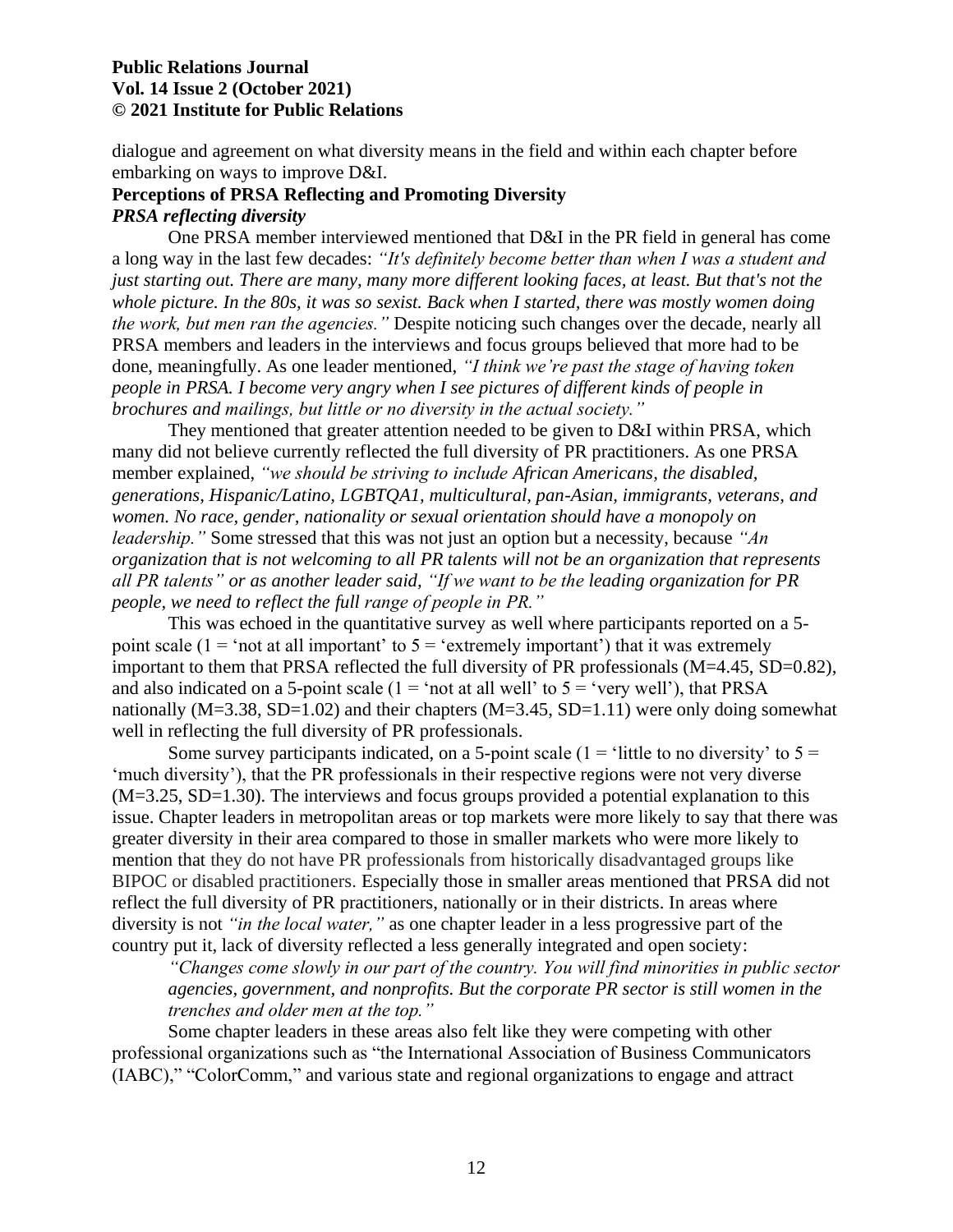dialogue and agreement on what diversity means in the field and within each chapter before embarking on ways to improve D&I.

## Perceptions of PRSA Reflecting and Promoting Diversity

### *PRSA reflecting diversity*

One PRSA member interviewed mentioned that D&I in the PR field in general has come a long way in the last few decades: *"It's definitely become better than when I was a student and just starting out. There are many, many more different looking faces, at least. But that's not the whole picture. In the 80s, it was so sexist. Back when I started, there was mostly women doing the work, but men ran the agencies."* Despite noticing such changes over the decade, nearly all PRSA members and leaders in the interviews and focus groups believed that more had to be done, meaningfully. As one leader mentioned, *"I think we're past the stage of having token people in PRSA. I become very angry when I see pictures of different kinds of people in brochures and mailings, but little or no diversity in the actual society."*

They mentioned that greater attention needed to be given to D&I within PRSA, which many did not believe currently reflected the full diversity of PR practitioners. As one PRSA member explained, *"we should be striving to include African Americans, the disabled, generations, Hispanic/Latino, LGBTQA1, multicultural, pan-Asian, immigrants, veterans, and women. No race, gender, nationality or sexual orientation should have a monopoly on leadership."* Some stressed that this was not just an option but a necessity, because *"An organization that is not welcoming to all PR talents will not be an organization that represents all PR talents"* or as another leader said, *"If we want to be the leading organization for PR people, we need to reflect the full range of people in PR."*

This was echoed in the quantitative survey as well where participants reported on a 5-point scale (1 = 'not at all important' to 5 = 'extremely important') that it was extremely important to them that PRSA reflected the full diversity of PR professionals ($M=4.45$, $SD=0.82$), and also indicated on a 5-point scale (1 = 'not at all well' to 5 = 'very well'), that PRSA nationally ($M=3.38$, $SD=1.02$) and their chapters ($M=3.45$, $SD=1.11$) were only doing somewhat well in reflecting the full diversity of PR professionals.

Some survey participants indicated, on a 5-point scale (1 = 'little to no diversity' to 5 = 'much diversity'), that the PR professionals in their respective regions were not very diverse ($M=3.25$, $SD=1.30$). The interviews and focus groups provided a potential explanation to this issue. Chapter leaders in metropolitan areas or top markets were more likely to say that there was greater diversity in their area compared to those in smaller markets who were more likely to mention that they do not have PR professionals from historically disadvantaged groups like BIPOC or disabled practitioners. Especially those in smaller areas mentioned that PRSA did not reflect the full diversity of PR practitioners, nationally or in their districts. In areas where diversity is not *"in the local water,"* as one chapter leader in a less progressive part of the country put it, lack of diversity reflected a less generally integrated and open society:

> *"Changes come slowly in our part of the country. You will find minorities in public sector agencies, government, and nonprofits. But the corporate PR sector is still women in the trenches and older men at the top."*

Some chapter leaders in these areas also felt like they were competing with other professional organizations such as "the International Association of Business Communicators (IABC)," "ColorComm," and various state and regional organizations to engage and attract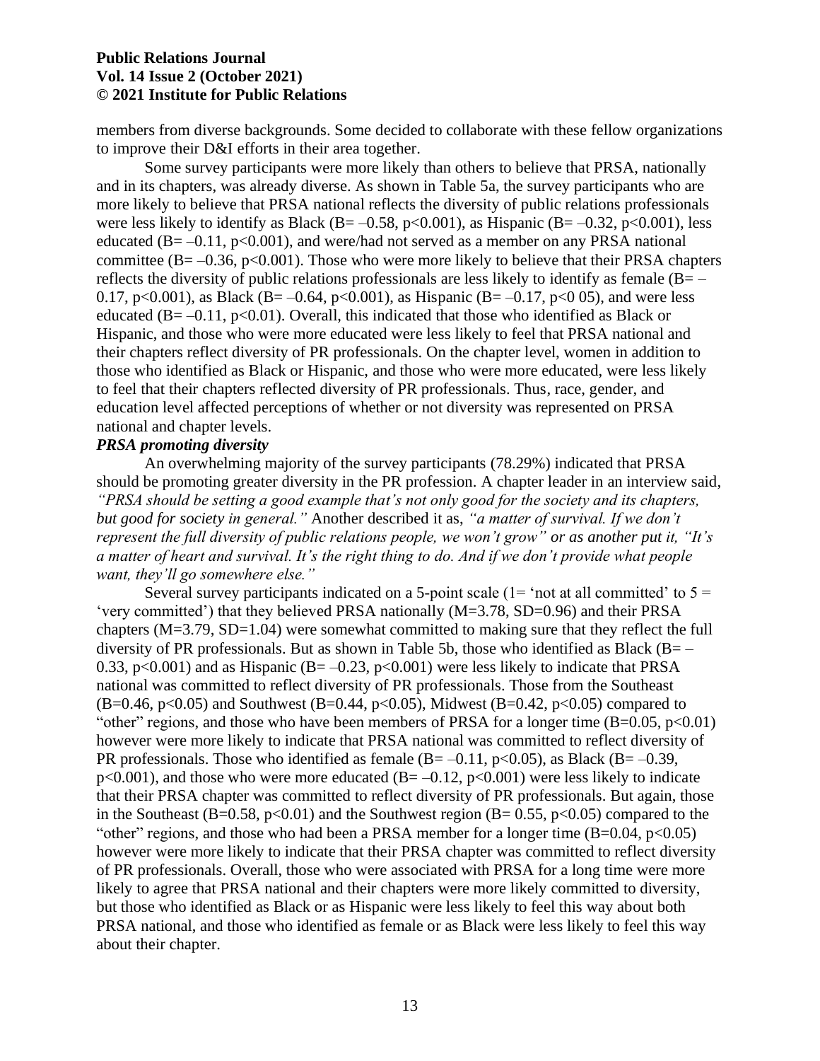members from diverse backgrounds. Some decided to collaborate with these fellow organizations to improve their D&I efforts in their area together.

Some survey participants were more likely than others to believe that PRSA, nationally and in its chapters, was already diverse. As shown in Table 5a, the survey participants who are more likely to believe that PRSA national reflects the diversity of public relations professionals were less likely to identify as Black ($B = -0.58$, $p<0.001$), as Hispanic ($B = -0.32$, $p<0.001$), less educated ($B = -0.11$, $p<0.001$), and were/had not served as a member on any PRSA national committee ($B = -0.36$, $p<0.001$). Those who were more likely to believe that their PRSA chapters reflects the diversity of public relations professionals are less likely to identify as female ($B = -0.17$, $p<0.001$), as Black ($B = -0.64$, $p<0.001$), as Hispanic ($B = -0.17$, $p<0\ 05$), and were less educated ($B = -0.11$, $p<0.01$). Overall, this indicated that those who identified as Black or Hispanic, and those who were more educated were less likely to feel that PRSA national and their chapters reflect diversity of PR professionals. On the chapter level, women in addition to those who identified as Black or Hispanic, and those who were more educated, were less likely to feel that their chapters reflected diversity of PR professionals. Thus, race, gender, and education level affected perceptions of whether or not diversity was represented on PRSA national and chapter levels.

***PRSA promoting diversity***

An overwhelming majority of the survey participants (78.29%) indicated that PRSA should be promoting greater diversity in the PR profession. A chapter leader in an interview said, *"PRSA should be setting a good example that's not only good for the society and its chapters, but good for society in general."* Another described it as, *"a matter of survival. If we don't represent the full diversity of public relations people, we won't grow" or as another put it, "It's a matter of heart and survival. It's the right thing to do. And if we don't provide what people want, they'll go somewhere else."*

Several survey participants indicated on a 5-point scale (1= 'not at all committed' to 5 = 'very committed') that they believed PRSA nationally ($M=3.78$, $SD=0.96$) and their PRSA chapters ($M=3.79$, $SD=1.04$) were somewhat committed to making sure that they reflect the full diversity of PR professionals. But as shown in Table 5b, those who identified as Black ($B = -0.33$, $p<0.001$) and as Hispanic ($B = -0.23$, $p<0.001$) were less likely to indicate that PRSA national was committed to reflect diversity of PR professionals. Those from the Southeast ($B=0.46$, $p<0.05$) and Southwest ($B=0.44$, $p<0.05$), Midwest ($B=0.42$, $p<0.05$) compared to "other" regions, and those who have been members of PRSA for a longer time ($B=0.05$, $p<0.01$) however were more likely to indicate that PRSA national was committed to reflect diversity of PR professionals. Those who identified as female ($B = -0.11$, $p<0.05$), as Black ($B = -0.39$, $p<0.001$), and those who were more educated ($B = -0.12$, $p<0.001$) were less likely to indicate that their PRSA chapter was committed to reflect diversity of PR professionals. But again, those in the Southeast ($B=0.58$, $p<0.01$) and the Southwest region ($B= 0.55$, $p<0.05$) compared to the "other" regions, and those who had been a PRSA member for a longer time ($B=0.04$, $p<0.05$) however were more likely to indicate that their PRSA chapter was committed to reflect diversity of PR professionals. Overall, those who were associated with PRSA for a long time were more likely to agree that PRSA national and their chapters were more likely committed to diversity, but those who identified as Black or as Hispanic were less likely to feel this way about both PRSA national, and those who identified as female or as Black were less likely to feel this way about their chapter.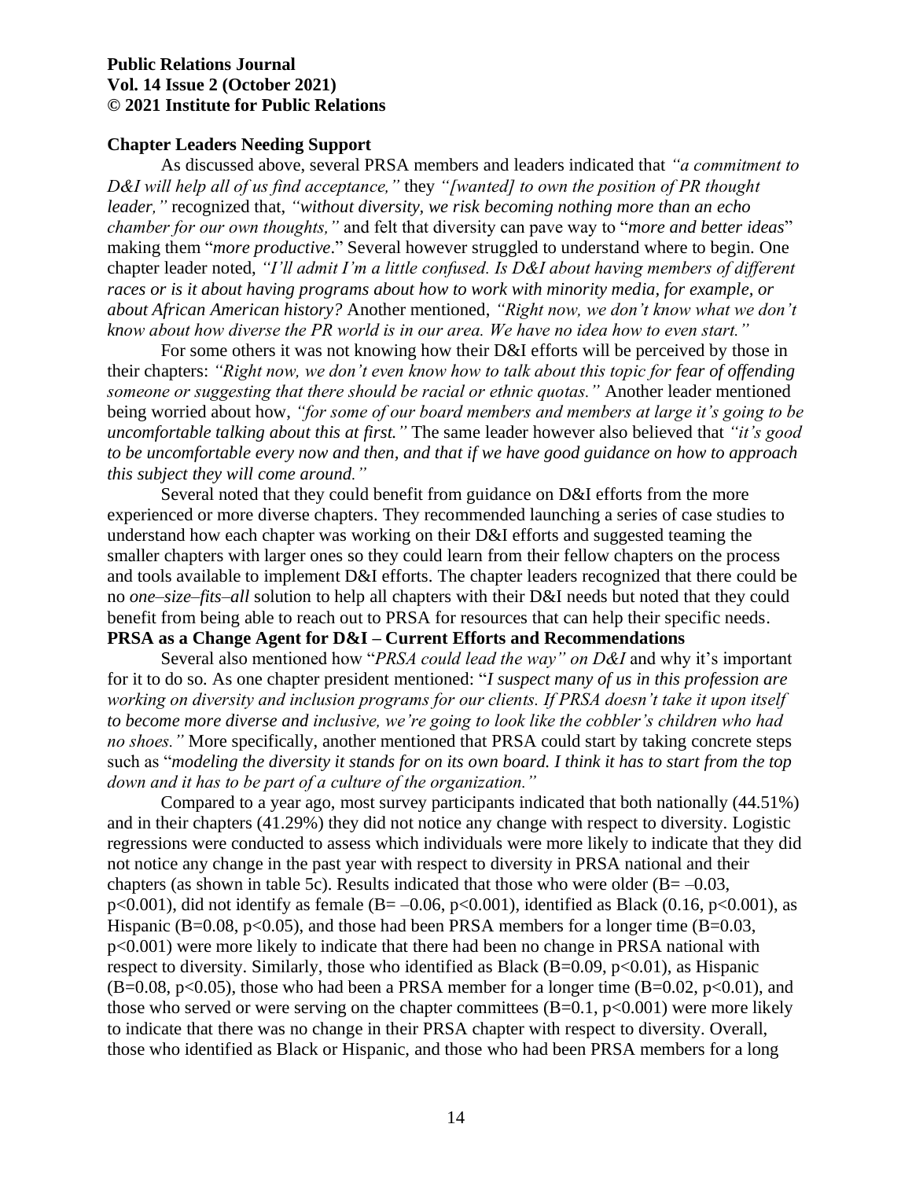**Chapter Leaders Needing Support**

As discussed above, several PRSA members and leaders indicated that *"a commitment to D&I will help all of us find acceptance,"* they *"[wanted] to own the position of PR thought leader,"* recognized that, *"without diversity, we risk becoming nothing more than an echo chamber for our own thoughts,"* and felt that diversity can pave way to "*more and better ideas*" making them "*more productive*." Several however struggled to understand where to begin. One chapter leader noted, *"I'll admit I'm a little confused. Is D&I about having members of different races or is it about having programs about how to work with minority media, for example, or about African American history?* Another mentioned, *"Right now, we don't know what we don't know about how diverse the PR world is in our area. We have no idea how to even start."*

For some others it was not knowing how their D&I efforts will be perceived by those in their chapters: *"Right now, we don't even know how to talk about this topic for fear of offending someone or suggesting that there should be racial or ethnic quotas."* Another leader mentioned being worried about how, *"for some of our board members and members at large it's going to be uncomfortable talking about this at first."* The same leader however also believed that *"it's good to be uncomfortable every now and then, and that if we have good guidance on how to approach this subject they will come around."*

Several noted that they could benefit from guidance on D&I efforts from the more experienced or more diverse chapters. They recommended launching a series of case studies to understand how each chapter was working on their D&I efforts and suggested teaming the smaller chapters with larger ones so they could learn from their fellow chapters on the process and tools available to implement D&I efforts. The chapter leaders recognized that there could be no *one–size–fits–all* solution to help all chapters with their D&I needs but noted that they could benefit from being able to reach out to PRSA for resources that can help their specific needs.

**PRSA as a Change Agent for D&I – Current Efforts and Recommendations**

Several also mentioned how "*PRSA could lead the way" on D&I* and why it's important for it to do so. As one chapter president mentioned: "*I suspect many of us in this profession are working on diversity and inclusion programs for our clients. If PRSA doesn't take it upon itself to become more diverse and inclusive, we're going to look like the cobbler's children who had no shoes."* More specifically, another mentioned that PRSA could start by taking concrete steps such as "*modeling the diversity it stands for on its own board. I think it has to start from the top down and it has to be part of a culture of the organization."*

Compared to a year ago, most survey participants indicated that both nationally (44.51%) and in their chapters (41.29%) they did not notice any change with respect to diversity. Logistic regressions were conducted to assess which individuals were more likely to indicate that they did not notice any change in the past year with respect to diversity in PRSA national and their chapters (as shown in table 5c). Results indicated that those who were older ($B = -0.03$, $p<0.001$), did not identify as female ($B = -0.06$, $p<0.001$), identified as Black ($0.16$, $p<0.001$), as Hispanic ($B=0.08$, $p<0.05$), and those had been PRSA members for a longer time ($B=0.03$, $p<0.001$) were more likely to indicate that there had been no change in PRSA national with respect to diversity. Similarly, those who identified as Black ($B=0.09$, $p<0.01$), as Hispanic ($B=0.08$, $p<0.05$), those who had been a PRSA member for a longer time ($B=0.02$, $p<0.01$), and those who served or were serving on the chapter committees ($B=0.1$, $p<0.001$) were more likely to indicate that there was no change in their PRSA chapter with respect to diversity. Overall, those who identified as Black or Hispanic, and those who had been PRSA members for a long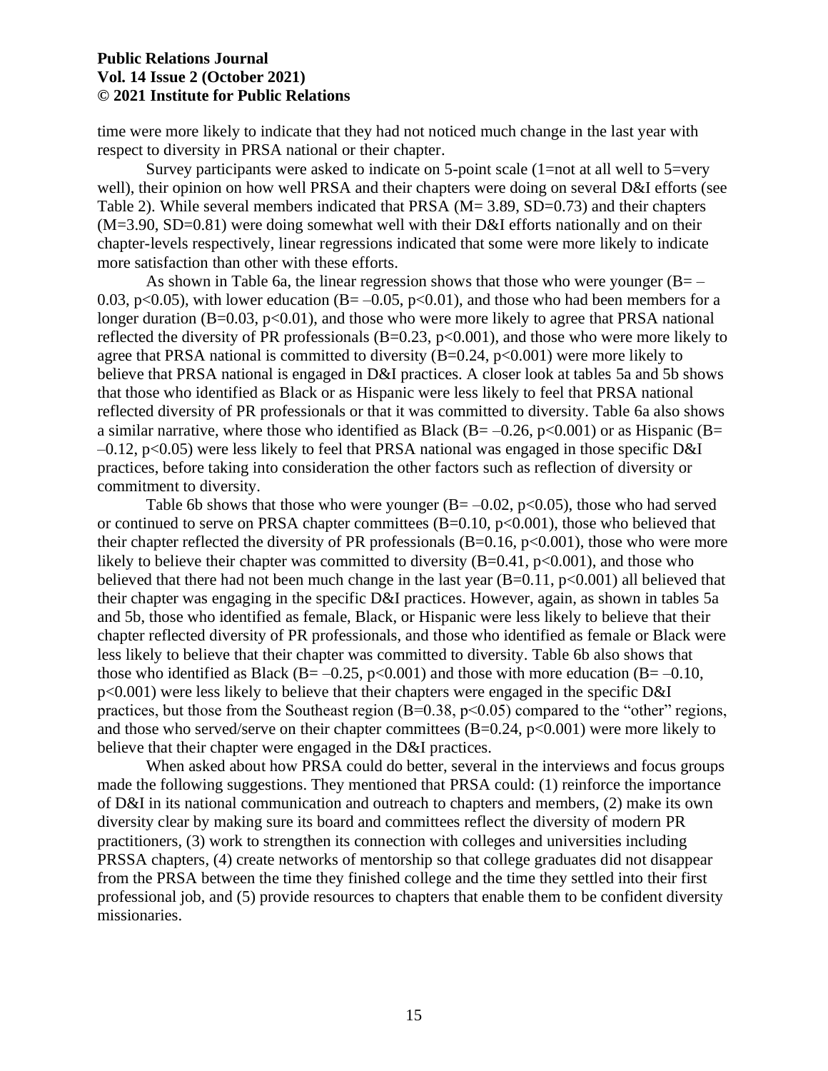time were more likely to indicate that they had not noticed much change in the last year with respect to diversity in PRSA national or their chapter.

Survey participants were asked to indicate on 5-point scale (1=not at all well to 5=very well), their opinion on how well PRSA and their chapters were doing on several D&I efforts (see Table 2). While several members indicated that PRSA ($M= 3.89$, $SD=0.73$) and their chapters ($M=3.90$, $SD=0.81$) were doing somewhat well with their D&I efforts nationally and on their chapter-levels respectively, linear regressions indicated that some were more likely to indicate more satisfaction than other with these efforts.

As shown in Table 6a, the linear regression shows that those who were younger ($B= -0.03$, $p<0.05$), with lower education ($B= -0.05$, $p<0.01$), and those who had been members for a longer duration ($B=0.03$, $p<0.01$), and those who were more likely to agree that PRSA national reflected the diversity of PR professionals ($B=0.23$, $p<0.001$), and those who were more likely to agree that PRSA national is committed to diversity ($B=0.24$, $p<0.001$) were more likely to believe that PRSA national is engaged in D&I practices. A closer look at tables 5a and 5b shows that those who identified as Black or as Hispanic were less likely to feel that PRSA national reflected diversity of PR professionals or that it was committed to diversity. Table 6a also shows a similar narrative, where those who identified as Black ($B= -0.26$, $p<0.001$) or as Hispanic ($B= -0.12$, $p<0.05$) were less likely to feel that PRSA national was engaged in those specific D&I practices, before taking into consideration the other factors such as reflection of diversity or commitment to diversity.

Table 6b shows that those who were younger ($B= -0.02$, $p<0.05$), those who had served or continued to serve on PRSA chapter committees ($B=0.10$, $p<0.001$), those who believed that their chapter reflected the diversity of PR professionals ($B=0.16$, $p<0.001$), those who were more likely to believe their chapter was committed to diversity ($B=0.41$, $p<0.001$), and those who believed that there had not been much change in the last year ($B=0.11$, $p<0.001$) all believed that their chapter was engaging in the specific D&I practices. However, again, as shown in tables 5a and 5b, those who identified as female, Black, or Hispanic were less likely to believe that their chapter reflected diversity of PR professionals, and those who identified as female or Black were less likely to believe that their chapter was committed to diversity. Table 6b also shows that those who identified as Black ($B= -0.25$, $p<0.001$) and those with more education ($B= -0.10$, $p<0.001$) were less likely to believe that their chapters were engaged in the specific D&I practices, but those from the Southeast region ($B=0.38$, $p<0.05$) compared to the "other" regions, and those who served/serve on their chapter committees ($B=0.24$, $p<0.001$) were more likely to believe that their chapter were engaged in the D&I practices.

When asked about how PRSA could do better, several in the interviews and focus groups made the following suggestions. They mentioned that PRSA could: (1) reinforce the importance of D&I in its national communication and outreach to chapters and members, (2) make its own diversity clear by making sure its board and committees reflect the diversity of modern PR practitioners, (3) work to strengthen its connection with colleges and universities including PRSSA chapters, (4) create networks of mentorship so that college graduates did not disappear from the PRSA between the time they finished college and the time they settled into their first professional job, and (5) provide resources to chapters that enable them to be confident diversity missionaries.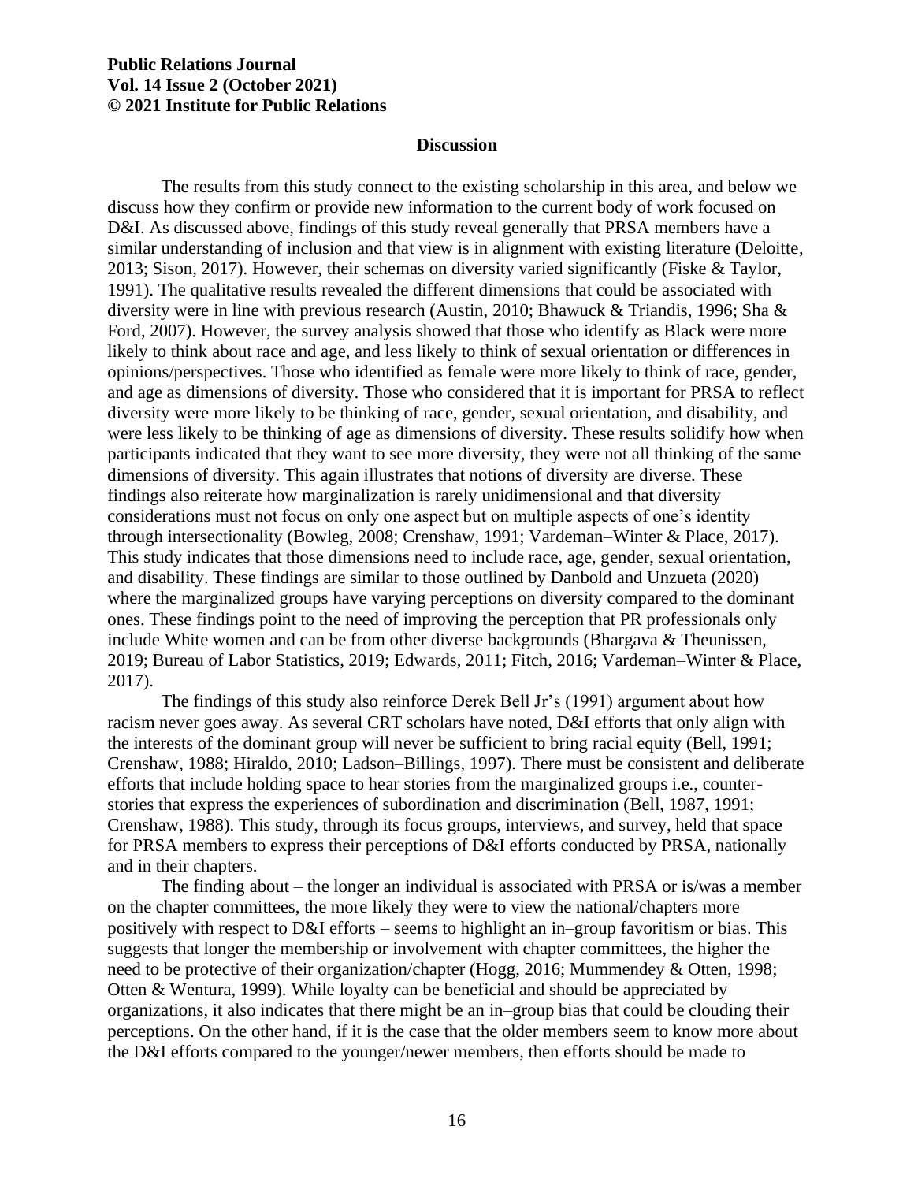## Discussion

The results from this study connect to the existing scholarship in this area, and below we discuss how they confirm or provide new information to the current body of work focused on D&I. As discussed above, findings of this study reveal generally that PRSA members have a similar understanding of inclusion and that view is in alignment with existing literature (Deloitte, 2013; Sison, 2017). However, their schemas on diversity varied significantly (Fiske & Taylor, 1991). The qualitative results revealed the different dimensions that could be associated with diversity were in line with previous research (Austin, 2010; Bhawuck & Triandis, 1996; Sha & Ford, 2007). However, the survey analysis showed that those who identify as Black were more likely to think about race and age, and less likely to think of sexual orientation or differences in opinions/perspectives. Those who identified as female were more likely to think of race, gender, and age as dimensions of diversity. Those who considered that it is important for PRSA to reflect diversity were more likely to be thinking of race, gender, sexual orientation, and disability, and were less likely to be thinking of age as dimensions of diversity. These results solidify how when participants indicated that they want to see more diversity, they were not all thinking of the same dimensions of diversity. This again illustrates that notions of diversity are diverse. These findings also reiterate how marginalization is rarely unidimensional and that diversity considerations must not focus on only one aspect but on multiple aspects of one's identity through intersectionality (Bowleg, 2008; Crenshaw, 1991; Vardeman–Winter & Place, 2017). This study indicates that those dimensions need to include race, age, gender, sexual orientation, and disability. These findings are similar to those outlined by Danbold and Unzueta (2020) where the marginalized groups have varying perceptions on diversity compared to the dominant ones. These findings point to the need of improving the perception that PR professionals only include White women and can be from other diverse backgrounds (Bhargava & Theunissen, 2019; Bureau of Labor Statistics, 2019; Edwards, 2011; Fitch, 2016; Vardeman–Winter & Place, 2017).

The findings of this study also reinforce Derek Bell Jr's (1991) argument about how racism never goes away. As several CRT scholars have noted, D&I efforts that only align with the interests of the dominant group will never be sufficient to bring racial equity (Bell, 1991; Crenshaw, 1988; Hiraldo, 2010; Ladson–Billings, 1997). There must be consistent and deliberate efforts that include holding space to hear stories from the marginalized groups i.e., counter-stories that express the experiences of subordination and discrimination (Bell, 1987, 1991; Crenshaw, 1988). This study, through its focus groups, interviews, and survey, held that space for PRSA members to express their perceptions of D&I efforts conducted by PRSA, nationally and in their chapters.

The finding about – the longer an individual is associated with PRSA or is/was a member on the chapter committees, the more likely they were to view the national/chapters more positively with respect to D&I efforts – seems to highlight an in–group favoritism or bias. This suggests that longer the membership or involvement with chapter committees, the higher the need to be protective of their organization/chapter (Hogg, 2016; Mummendey & Otten, 1998; Otten & Wentura, 1999). While loyalty can be beneficial and should be appreciated by organizations, it also indicates that there might be an in–group bias that could be clouding their perceptions. On the other hand, if it is the case that the older members seem to know more about the D&I efforts compared to the younger/newer members, then efforts should be made to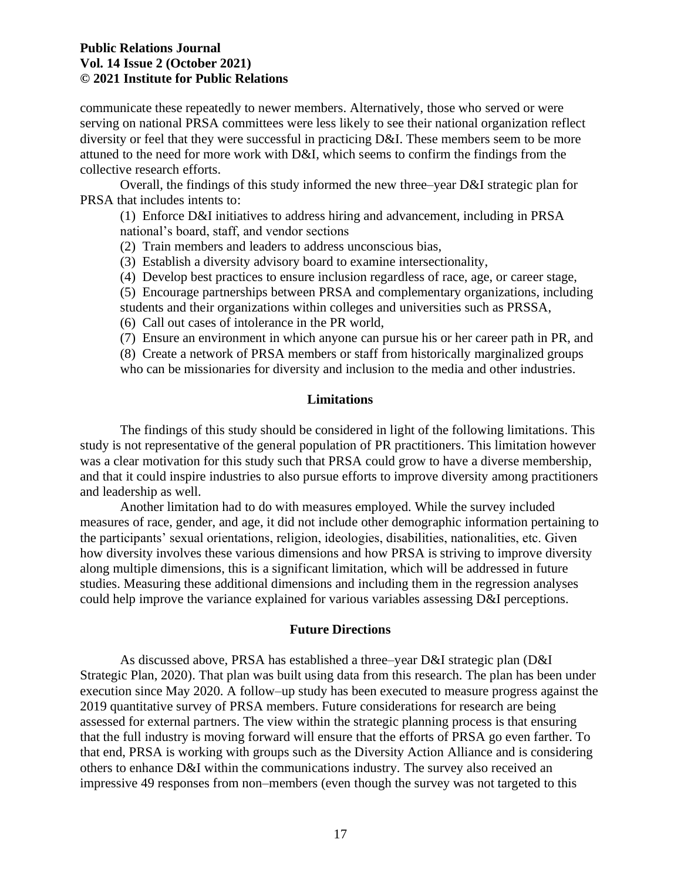communicate these repeatedly to newer members. Alternatively, those who served or were serving on national PRSA committees were less likely to see their national organization reflect diversity or feel that they were successful in practicing D&I. These members seem to be more attuned to the need for more work with D&I, which seems to confirm the findings from the collective research efforts.

Overall, the findings of this study informed the new three–year D&I strategic plan for PRSA that includes intents to:

(1) Enforce D&I initiatives to address hiring and advancement, including in PRSA national's board, staff, and vendor sections
(2) Train members and leaders to address unconscious bias,
(3) Establish a diversity advisory board to examine intersectionality,
(4) Develop best practices to ensure inclusion regardless of race, age, or career stage,
(5) Encourage partnerships between PRSA and complementary organizations, including students and their organizations within colleges and universities such as PRSSA,
(6) Call out cases of intolerance in the PR world,
(7) Ensure an environment in which anyone can pursue his or her career path in PR, and
(8) Create a network of PRSA members or staff from historically marginalized groups who can be missionaries for diversity and inclusion to the media and other industries.

## Limitations

The findings of this study should be considered in light of the following limitations. This study is not representative of the general population of PR practitioners. This limitation however was a clear motivation for this study such that PRSA could grow to have a diverse membership, and that it could inspire industries to also pursue efforts to improve diversity among practitioners and leadership as well.

Another limitation had to do with measures employed. While the survey included measures of race, gender, and age, it did not include other demographic information pertaining to the participants' sexual orientations, religion, ideologies, disabilities, nationalities, etc. Given how diversity involves these various dimensions and how PRSA is striving to improve diversity along multiple dimensions, this is a significant limitation, which will be addressed in future studies. Measuring these additional dimensions and including them in the regression analyses could help improve the variance explained for various variables assessing D&I perceptions.

## Future Directions

As discussed above, PRSA has established a three–year D&I strategic plan (D&I Strategic Plan, 2020). That plan was built using data from this research. The plan has been under execution since May 2020. A follow–up study has been executed to measure progress against the 2019 quantitative survey of PRSA members. Future considerations for research are being assessed for external partners. The view within the strategic planning process is that ensuring that the full industry is moving forward will ensure that the efforts of PRSA go even farther. To that end, PRSA is working with groups such as the Diversity Action Alliance and is considering others to enhance D&I within the communications industry. The survey also received an impressive 49 responses from non–members (even though the survey was not targeted to this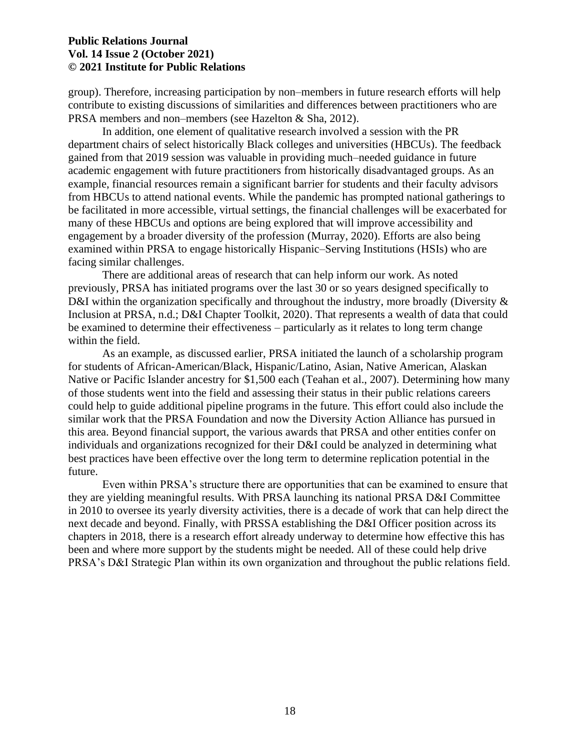group). Therefore, increasing participation by non–members in future research efforts will help contribute to existing discussions of similarities and differences between practitioners who are PRSA members and non–members (see Hazelton & Sha, 2012).

In addition, one element of qualitative research involved a session with the PR department chairs of select historically Black colleges and universities (HBCUs). The feedback gained from that 2019 session was valuable in providing much–needed guidance in future academic engagement with future practitioners from historically disadvantaged groups. As an example, financial resources remain a significant barrier for students and their faculty advisors from HBCUs to attend national events. While the pandemic has prompted national gatherings to be facilitated in more accessible, virtual settings, the financial challenges will be exacerbated for many of these HBCUs and options are being explored that will improve accessibility and engagement by a broader diversity of the profession (Murray, 2020). Efforts are also being examined within PRSA to engage historically Hispanic–Serving Institutions (HSIs) who are facing similar challenges.

There are additional areas of research that can help inform our work. As noted previously, PRSA has initiated programs over the last 30 or so years designed specifically to D&I within the organization specifically and throughout the industry, more broadly (Diversity & Inclusion at PRSA, n.d.; D&I Chapter Toolkit, 2020). That represents a wealth of data that could be examined to determine their effectiveness – particularly as it relates to long term change within the field.

As an example, as discussed earlier, PRSA initiated the launch of a scholarship program for students of African-American/Black, Hispanic/Latino, Asian, Native American, Alaskan Native or Pacific Islander ancestry for $1,500 each (Teahan et al., 2007). Determining how many of those students went into the field and assessing their status in their public relations careers could help to guide additional pipeline programs in the future. This effort could also include the similar work that the PRSA Foundation and now the Diversity Action Alliance has pursued in this area. Beyond financial support, the various awards that PRSA and other entities confer on individuals and organizations recognized for their D&I could be analyzed in determining what best practices have been effective over the long term to determine replication potential in the future.

Even within PRSA's structure there are opportunities that can be examined to ensure that they are yielding meaningful results. With PRSA launching its national PRSA D&I Committee in 2010 to oversee its yearly diversity activities, there is a decade of work that can help direct the next decade and beyond. Finally, with PRSSA establishing the D&I Officer position across its chapters in 2018, there is a research effort already underway to determine how effective this has been and where more support by the students might be needed. All of these could help drive PRSA's D&I Strategic Plan within its own organization and throughout the public relations field.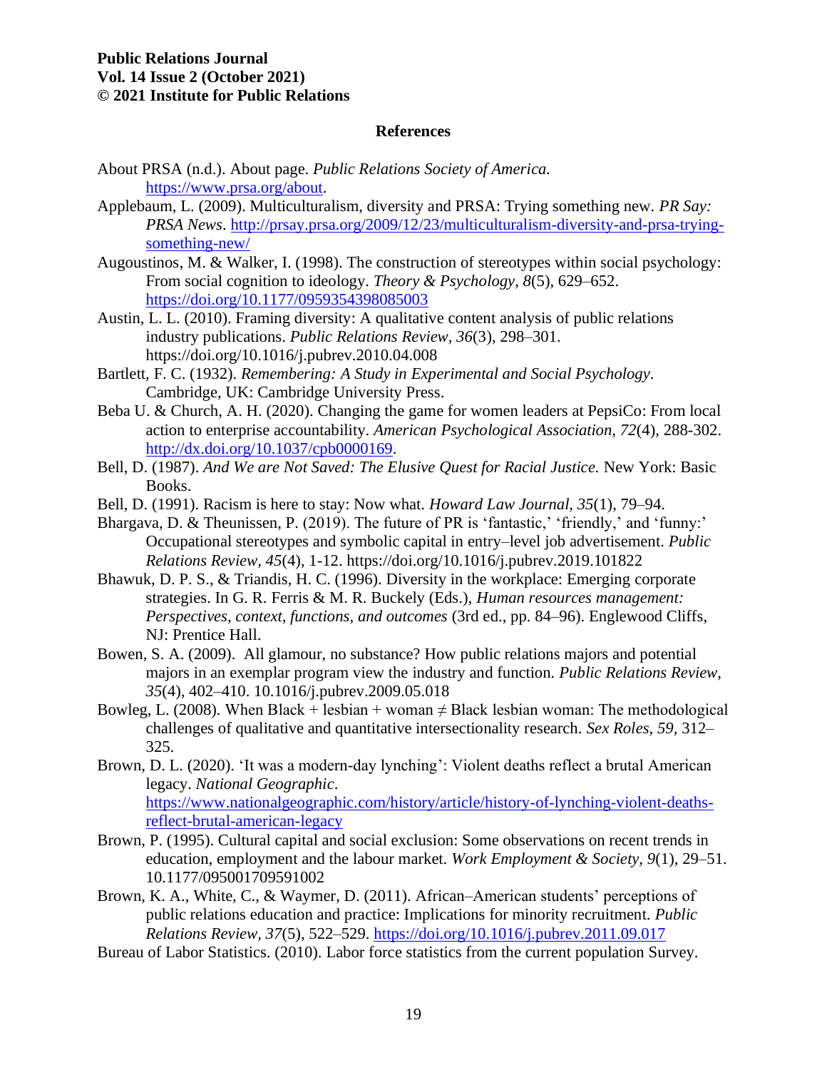## References

About PRSA (n.d.). About page. *Public Relations Society of America.* https://www.prsa.org/about.

Applebaum, L. (2009). Multiculturalism, diversity and PRSA: Trying something new. *PR Say: PRSA News*. http://prsay.prsa.org/2009/12/23/multiculturalism-diversity-and-prsa-trying-something-new/

Augoustinos, M. & Walker, I. (1998). The construction of stereotypes within social psychology: From social cognition to ideology. *Theory & Psychology, 8*(5), 629–652. https://doi.org/10.1177/0959354398085003

Austin, L. L. (2010). Framing diversity: A qualitative content analysis of public relations industry publications. *Public Relations Review, 36*(3), 298–301. https://doi.org/10.1016/j.pubrev.2010.04.008

Bartlett, F. C. (1932). *Remembering: A Study in Experimental and Social Psychology*. Cambridge, UK: Cambridge University Press.

Beba U. & Church, A. H. (2020). Changing the game for women leaders at PepsiCo: From local action to enterprise accountability. *American Psychological Association, 72*(4), 288-302. http://dx.doi.org/10.1037/cpb0000169.

Bell, D. (1987). *And We are Not Saved: The Elusive Quest for Racial Justice.* New York: Basic Books.

Bell, D. (1991). Racism is here to stay: Now what. *Howard Law Journal, 35*(1), 79–94.

Bhargava, D. & Theunissen, P. (2019). The future of PR is 'fantastic,' 'friendly,' and 'funny:' Occupational stereotypes and symbolic capital in entry–level job advertisement. *Public Relations Review, 45*(4), 1-12. https://doi.org/10.1016/j.pubrev.2019.101822

Bhawuk, D. P. S., & Triandis, H. C. (1996). Diversity in the workplace: Emerging corporate strategies. In G. R. Ferris & M. R. Buckely (Eds.), *Human resources management: Perspectives, context, functions, and outcomes* (3rd ed., pp. 84–96). Englewood Cliffs, NJ: Prentice Hall.

Bowen, S. A. (2009). All glamour, no substance? How public relations majors and potential majors in an exemplar program view the industry and function. *Public Relations Review, 35*(4), 402–410. 10.1016/j.pubrev.2009.05.018

Bowleg, L. (2008). When Black + lesbian + woman ≠ Black lesbian woman: The methodological challenges of qualitative and quantitative intersectionality research. *Sex Roles, 59,* 312–325.

Brown, D. L. (2020). 'It was a modern-day lynching': Violent deaths reflect a brutal American legacy. *National Geographic*. https://www.nationalgeographic.com/history/article/history-of-lynching-violent-deaths-reflect-brutal-american-legacy

Brown, P. (1995). Cultural capital and social exclusion: Some observations on recent trends in education, employment and the labour market. *Work Employment & Society, 9*(1), 29–51. 10.1177/095001709591002

Brown, K. A., White, C., & Waymer, D. (2011). African–American students' perceptions of public relations education and practice: Implications for minority recruitment. *Public Relations Review, 37*(5), 522–529. https://doi.org/10.1016/j.pubrev.2011.09.017

Bureau of Labor Statistics. (2010). Labor force statistics from the current population Survey.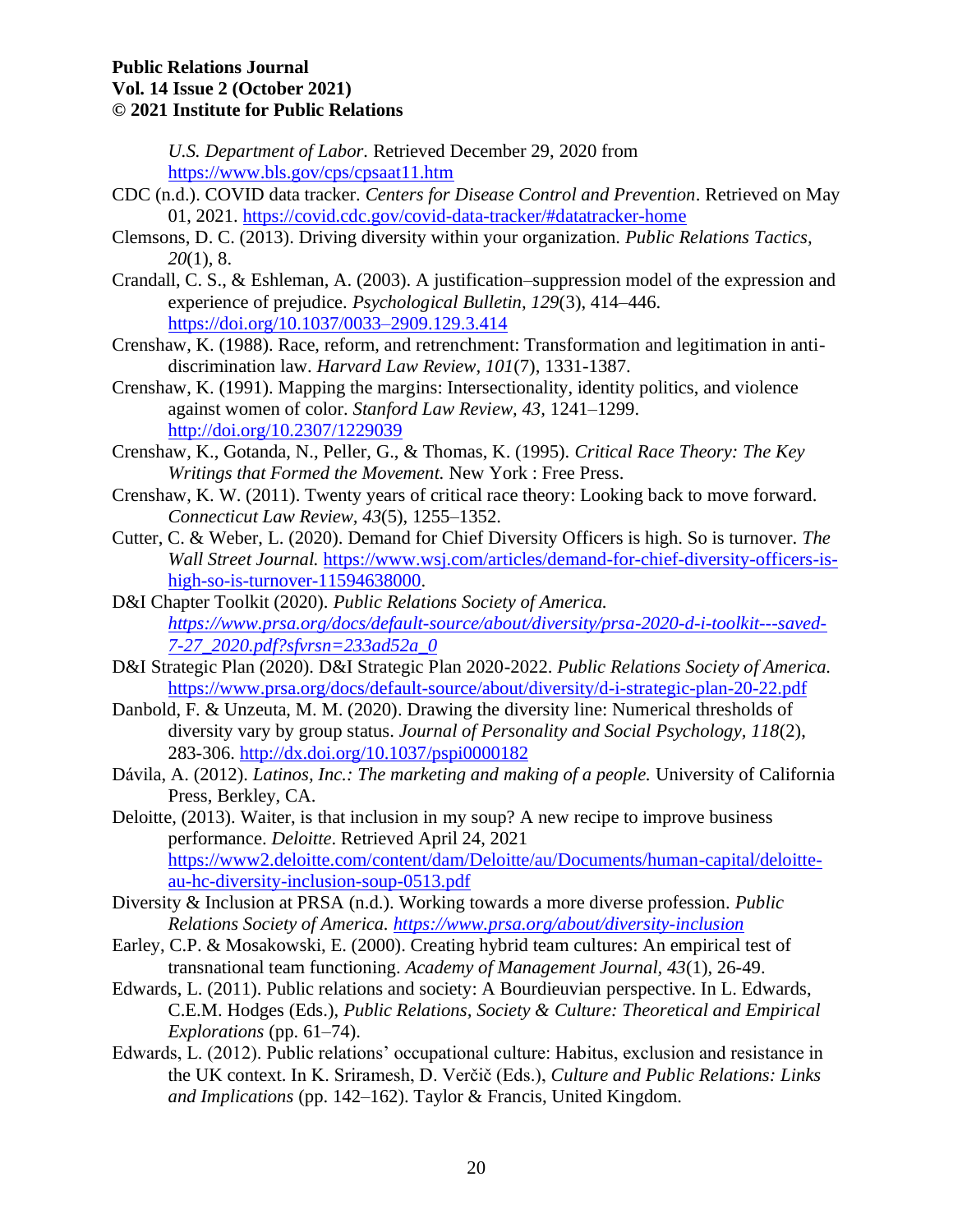*U.S. Department of Labor.* Retrieved December 29, 2020 from https://www.bls.gov/cps/cpsaat11.htm

CDC (n.d.). COVID data tracker. *Centers for Disease Control and Prevention*. Retrieved on May 01, 2021. https://covid.cdc.gov/covid-data-tracker/#datatracker-home

Clemsons, D. C. (2013). Driving diversity within your organization. *Public Relations Tactics, 20*(1), 8.

Crandall, C. S., & Eshleman, A. (2003). A justification–suppression model of the expression and experience of prejudice. *Psychological Bulletin, 129*(3), 414–446. https://doi.org/10.1037/0033–2909.129.3.414

Crenshaw, K. (1988). Race, reform, and retrenchment: Transformation and legitimation in anti-discrimination law. *Harvard Law Review, 101*(7), 1331-1387.

Crenshaw, K. (1991). Mapping the margins: Intersectionality, identity politics, and violence against women of color. *Stanford Law Review, 43,* 1241–1299. http://doi.org/10.2307/1229039

Crenshaw, K., Gotanda, N., Peller, G., & Thomas, K. (1995). *Critical Race Theory: The Key Writings that Formed the Movement.* New York : Free Press.

Crenshaw, K. W. (2011). Twenty years of critical race theory: Looking back to move forward. *Connecticut Law Review, 43*(5), 1255–1352.

Cutter, C. & Weber, L. (2020). Demand for Chief Diversity Officers is high. So is turnover. *The Wall Street Journal.* https://www.wsj.com/articles/demand-for-chief-diversity-officers-is-high-so-is-turnover-11594638000.

D&I Chapter Toolkit (2020). *Public Relations Society of America. https://www.prsa.org/docs/default-source/about/diversity/prsa-2020-d-i-toolkit---saved-7-27_2020.pdf?sfvrsn=233ad52a_0*

D&I Strategic Plan (2020). D&I Strategic Plan 2020-2022. *Public Relations Society of America.* https://www.prsa.org/docs/default-source/about/diversity/d-i-strategic-plan-20-22.pdf

Danbold, F. & Unzeuta, M. M. (2020). Drawing the diversity line: Numerical thresholds of diversity vary by group status. *Journal of Personality and Social Psychology, 118*(2), 283-306. http://dx.doi.org/10.1037/pspi0000182

Dávila, A. (2012). *Latinos, Inc.: The marketing and making of a people.* University of California Press, Berkley, CA.

Deloitte, (2013). Waiter, is that inclusion in my soup? A new recipe to improve business performance. *Deloitte*. Retrieved April 24, 2021 https://www2.deloitte.com/content/dam/Deloitte/au/Documents/human-capital/deloitte-au-hc-diversity-inclusion-soup-0513.pdf

Diversity & Inclusion at PRSA (n.d.). Working towards a more diverse profession. *Public Relations Society of America. https://www.prsa.org/about/diversity-inclusion*

Earley, C.P. & Mosakowski, E. (2000). Creating hybrid team cultures: An empirical test of transnational team functioning. *Academy of Management Journal, 43*(1), 26-49.

Edwards, L. (2011). Public relations and society: A Bourdieuvian perspective. In L. Edwards, C.E.M. Hodges (Eds.), *Public Relations, Society & Culture: Theoretical and Empirical Explorations* (pp. 61–74).

Edwards, L. (2012). Public relations' occupational culture: Habitus, exclusion and resistance in the UK context. In K. Sriramesh, D. Verčič (Eds.), *Culture and Public Relations: Links and Implications* (pp. 142–162). Taylor & Francis, United Kingdom.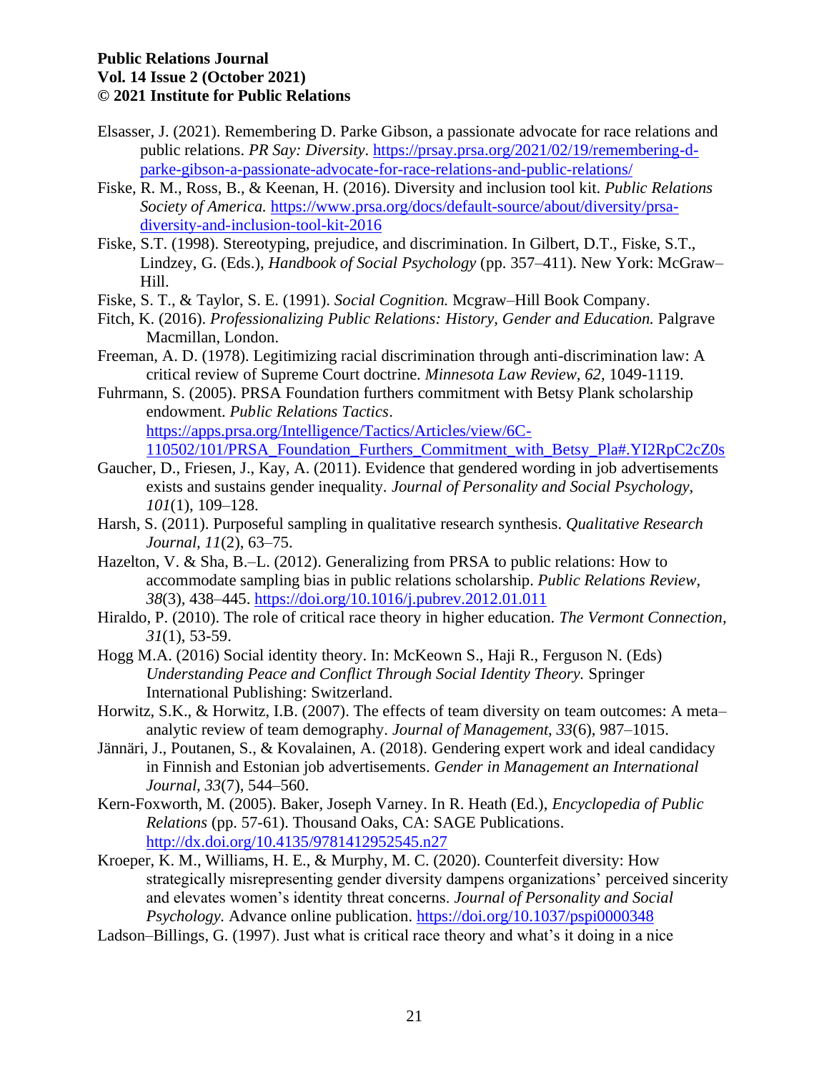Elsasser, J. (2021). Remembering D. Parke Gibson, a passionate advocate for race relations and public relations. *PR Say: Diversity*. https://prsay.prsa.org/2021/02/19/remembering-d-parke-gibson-a-passionate-advocate-for-race-relations-and-public-relations/

Fiske, R. M., Ross, B., & Keenan, H. (2016). Diversity and inclusion tool kit. *Public Relations Society of America.* https://www.prsa.org/docs/default-source/about/diversity/prsa-diversity-and-inclusion-tool-kit-2016

Fiske, S.T. (1998). Stereotyping, prejudice, and discrimination. In Gilbert, D.T., Fiske, S.T., Lindzey, G. (Eds.), *Handbook of Social Psychology* (pp. 357–411). New York: McGraw–Hill.

Fiske, S. T., & Taylor, S. E. (1991). *Social Cognition.* Mcgraw–Hill Book Company.

Fitch, K. (2016). *Professionalizing Public Relations: History, Gender and Education.* Palgrave Macmillan, London.

Freeman, A. D. (1978). Legitimizing racial discrimination through anti-discrimination law: A critical review of Supreme Court doctrine. *Minnesota Law Review*, *62*, 1049-1119.

Fuhrmann, S. (2005). PRSA Foundation furthers commitment with Betsy Plank scholarship endowment. *Public Relations Tactics*. https://apps.prsa.org/Intelligence/Tactics/Articles/view/6C-110502/101/PRSA_Foundation_Furthers_Commitment_with_Betsy_Pla#.YI2RpC2cZ0s

Gaucher, D., Friesen, J., Kay, A. (2011). Evidence that gendered wording in job advertisements exists and sustains gender inequality. *Journal of Personality and Social Psychology, 101*(1), 109–128.

Harsh, S. (2011). Purposeful sampling in qualitative research synthesis. *Qualitative Research Journal, 11*(2), 63–75.

Hazelton, V. & Sha, B.–L. (2012). Generalizing from PRSA to public relations: How to accommodate sampling bias in public relations scholarship. *Public Relations Review, 38*(3), 438–445. https://doi.org/10.1016/j.pubrev.2012.01.011

Hiraldo, P. (2010). The role of critical race theory in higher education. *The Vermont Connection, 31*(1), 53-59.

Hogg M.A. (2016) Social identity theory. In: McKeown S., Haji R., Ferguson N. (Eds) *Understanding Peace and Conflict Through Social Identity Theory.* Springer International Publishing: Switzerland.

Horwitz, S.K., & Horwitz, I.B. (2007). The effects of team diversity on team outcomes: A meta–analytic review of team demography. *Journal of Management, 33*(6), 987–1015.

Jännäri, J., Poutanen, S., & Kovalainen, A. (2018). Gendering expert work and ideal candidacy in Finnish and Estonian job advertisements. *Gender in Management an International Journal*, *33*(7), 544–560.

Kern-Foxworth, M. (2005). Baker, Joseph Varney. In R. Heath (Ed.), *Encyclopedia of Public Relations* (pp. 57-61). Thousand Oaks, CA: SAGE Publications. http://dx.doi.org/10.4135/9781412952545.n27

Kroeper, K. M., Williams, H. E., & Murphy, M. C. (2020). Counterfeit diversity: How strategically misrepresenting gender diversity dampens organizations' perceived sincerity and elevates women's identity threat concerns. *Journal of Personality and Social Psychology.* Advance online publication. https://doi.org/10.1037/pspi0000348

Ladson–Billings, G. (1997). Just what is critical race theory and what's it doing in a nice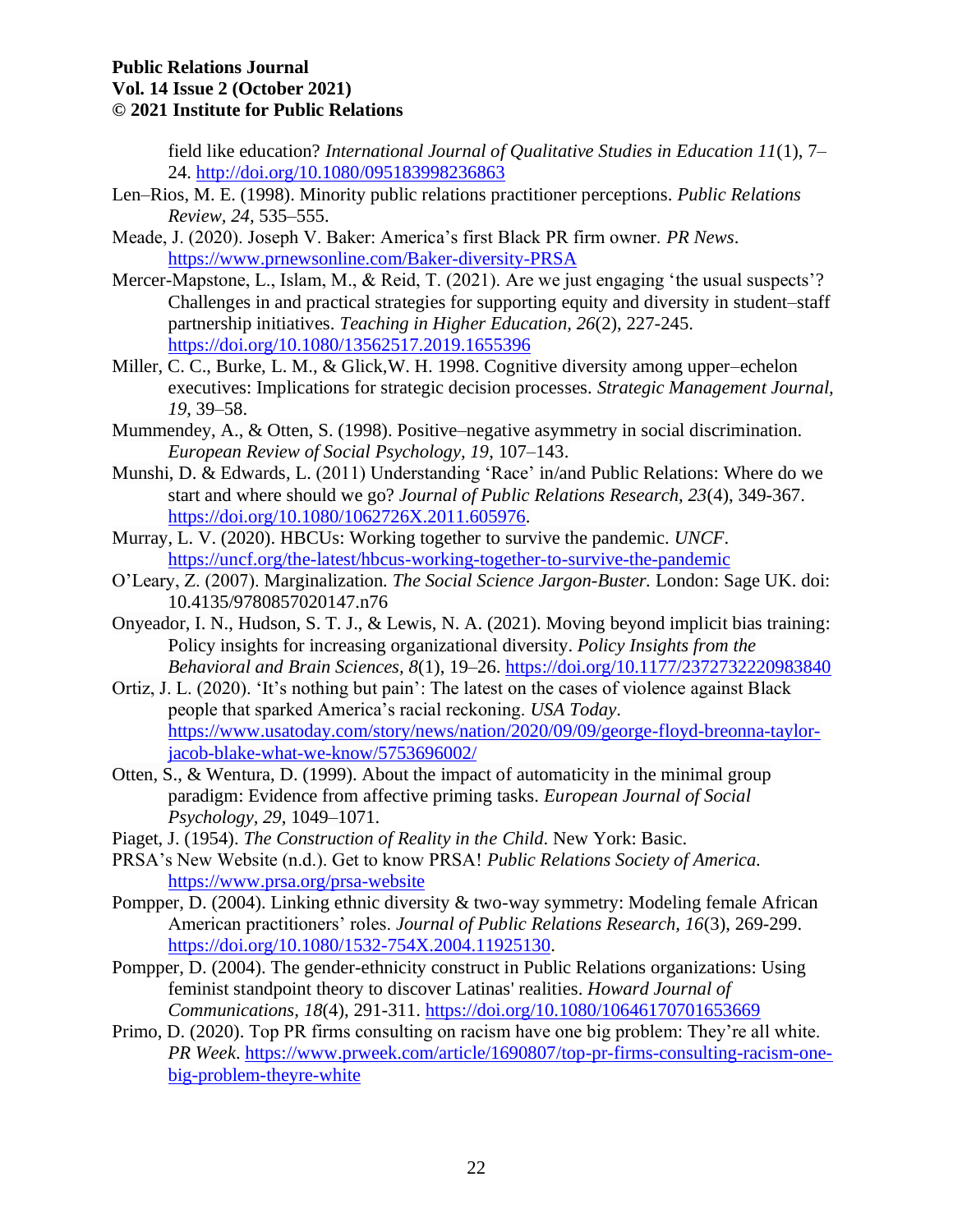field like education? *International Journal of Qualitative Studies in Education 11*(1), 7–24. http://doi.org/10.1080/095183998236863

Len–Rios, M. E. (1998). Minority public relations practitioner perceptions. *Public Relations Review, 24*, 535–555.

Meade, J. (2020). Joseph V. Baker: America's first Black PR firm owner. *PR News*. https://www.prnewsonline.com/Baker-diversity-PRSA

Mercer-Mapstone, L., Islam, M., & Reid, T. (2021). Are we just engaging 'the usual suspects'? Challenges in and practical strategies for supporting equity and diversity in student–staff partnership initiatives. *Teaching in Higher Education, 26*(2), 227-245. https://doi.org/10.1080/13562517.2019.1655396

Miller, C. C., Burke, L. M., & Glick,W. H. 1998. Cognitive diversity among upper–echelon executives: Implications for strategic decision processes. *Strategic Management Journal, 19*, 39–58.

Mummendey, A., & Otten, S. (1998). Positive–negative asymmetry in social discrimination. *European Review of Social Psychology, 19*, 107–143.

Munshi, D. & Edwards, L. (2011) Understanding 'Race' in/and Public Relations: Where do we start and where should we go? *Journal of Public Relations Research, 23*(4), 349-367. https://doi.org/10.1080/1062726X.2011.605976.

Murray, L. V. (2020). HBCUs: Working together to survive the pandemic. *UNCF*. https://uncf.org/the-latest/hbcus-working-together-to-survive-the-pandemic

O'Leary, Z. (2007). Marginalization. *The Social Science Jargon-Buster.* London: Sage UK. doi: 10.4135/9780857020147.n76

Onyeador, I. N., Hudson, S. T. J., & Lewis, N. A. (2021). Moving beyond implicit bias training: Policy insights for increasing organizational diversity. *Policy Insights from the Behavioral and Brain Sciences, 8*(1), 19–26. https://doi.org/10.1177/2372732220983840

Ortiz, J. L. (2020). 'It's nothing but pain': The latest on the cases of violence against Black people that sparked America's racial reckoning. *USA Today*. https://www.usatoday.com/story/news/nation/2020/09/09/george-floyd-breonna-taylor-jacob-blake-what-we-know/5753696002/

Otten, S., & Wentura, D. (1999). About the impact of automaticity in the minimal group paradigm: Evidence from affective priming tasks. *European Journal of Social Psychology, 29*, 1049–1071.

Piaget, J. (1954). *The Construction of Reality in the Child.* New York: Basic.

PRSA's New Website (n.d.). Get to know PRSA! *Public Relations Society of America.* https://www.prsa.org/prsa-website

Pompper, D. (2004). Linking ethnic diversity & two-way symmetry: Modeling female African American practitioners' roles. *Journal of Public Relations Research, 16*(3), 269-299. https://doi.org/10.1080/1532-754X.2004.11925130.

Pompper, D. (2004). The gender-ethnicity construct in Public Relations organizations: Using feminist standpoint theory to discover Latinas' realities. *Howard Journal of Communications, 18*(4), 291-311. https://doi.org/10.1080/10646170701653669

Primo, D. (2020). Top PR firms consulting on racism have one big problem: They're all white. *PR Week*. https://www.prweek.com/article/1690807/top-pr-firms-consulting-racism-one-big-problem-theyre-white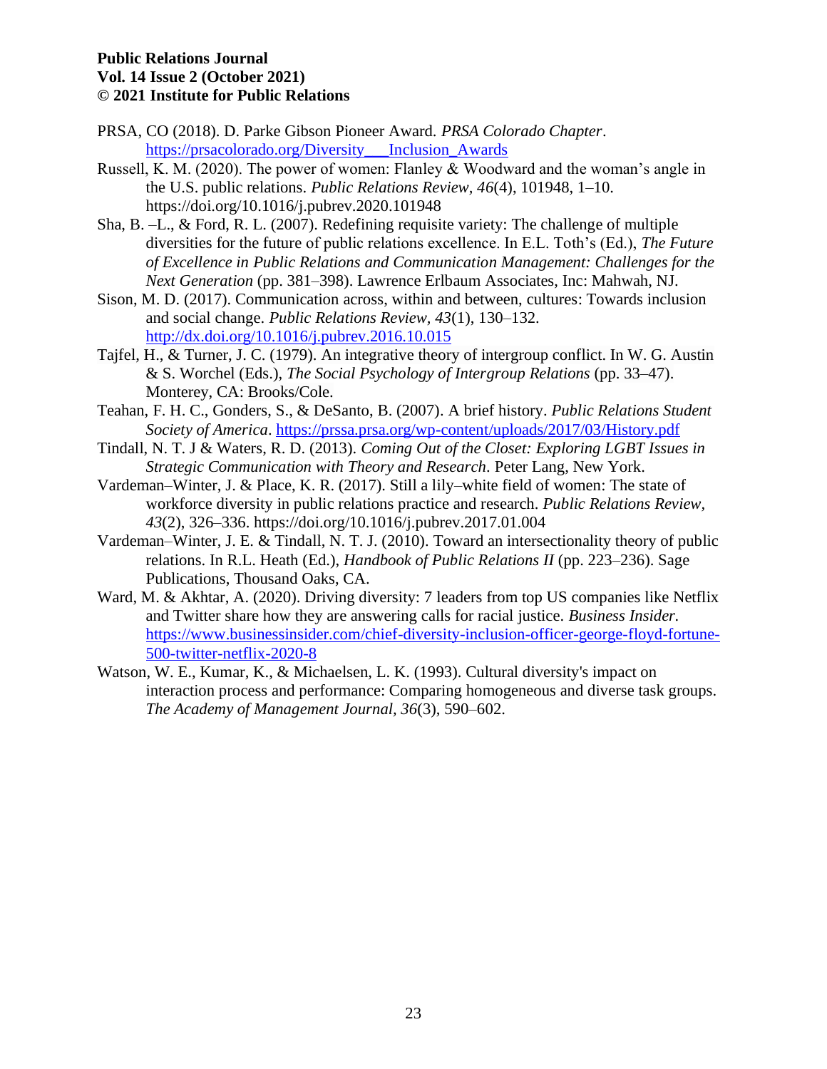PRSA, CO (2018). D. Parke Gibson Pioneer Award. *PRSA Colorado Chapter*. https://prsacolorado.org/Diversity___Inclusion_Awards

Russell, K. M. (2020). The power of women: Flanley & Woodward and the woman's angle in the U.S. public relations. *Public Relations Review, 46*(4), 101948, 1–10. https://doi.org/10.1016/j.pubrev.2020.101948

Sha, B. –L., & Ford, R. L. (2007). Redefining requisite variety: The challenge of multiple diversities for the future of public relations excellence. In E.L. Toth's (Ed.), *The Future of Excellence in Public Relations and Communication Management: Challenges for the Next Generation* (pp. 381–398). Lawrence Erlbaum Associates, Inc: Mahwah, NJ.

Sison, M. D. (2017). Communication across, within and between, cultures: Towards inclusion and social change. *Public Relations Review, 43*(1), 130–132. http://dx.doi.org/10.1016/j.pubrev.2016.10.015

Tajfel, H., & Turner, J. C. (1979). An integrative theory of intergroup conflict. In W. G. Austin & S. Worchel (Eds.), *The Social Psychology of Intergroup Relations* (pp. 33–47). Monterey, CA: Brooks/Cole.

Teahan, F. H. C., Gonders, S., & DeSanto, B. (2007). A brief history. *Public Relations Student Society of America*. https://prssa.prsa.org/wp-content/uploads/2017/03/History.pdf

Tindall, N. T. J & Waters, R. D. (2013). *Coming Out of the Closet: Exploring LGBT Issues in Strategic Communication with Theory and Research*. Peter Lang, New York.

Vardeman–Winter, J. & Place, K. R. (2017). Still a lily–white field of women: The state of workforce diversity in public relations practice and research. *Public Relations Review, 43*(2), 326–336. https://doi.org/10.1016/j.pubrev.2017.01.004

Vardeman–Winter, J. E. & Tindall, N. T. J. (2010). Toward an intersectionality theory of public relations. In R.L. Heath (Ed.), *Handbook of Public Relations II* (pp. 223–236). Sage Publications, Thousand Oaks, CA.

Ward, M. & Akhtar, A. (2020). Driving diversity: 7 leaders from top US companies like Netflix and Twitter share how they are answering calls for racial justice. *Business Insider.* https://www.businessinsider.com/chief-diversity-inclusion-officer-george-floyd-fortune-500-twitter-netflix-2020-8

Watson, W. E., Kumar, K., & Michaelsen, L. K. (1993). Cultural diversity's impact on interaction process and performance: Comparing homogeneous and diverse task groups. *The Academy of Management Journal, 36*(3), 590–602.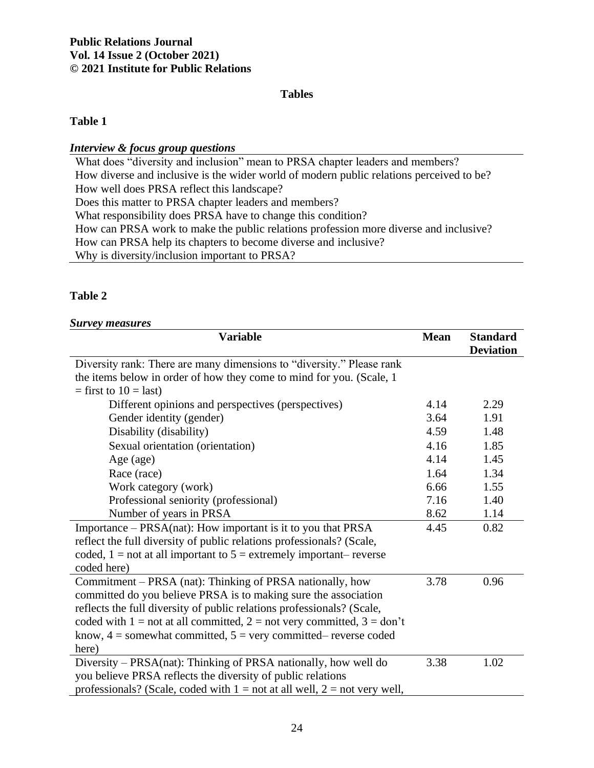## Tables

### Table 1

*Interview & focus group questions*

| |
|---|
| What does "diversity and inclusion" mean to PRSA chapter leaders and members? |
| How diverse and inclusive is the wider world of modern public relations perceived to be? |
| How well does PRSA reflect this landscape? |
| Does this matter to PRSA chapter leaders and members? |
| What responsibility does PRSA have to change this condition? |
| How can PRSA work to make the public relations profession more diverse and inclusive? |
| How can PRSA help its chapters to become diverse and inclusive? |
| Why is diversity/inclusion important to PRSA? |

### Table 2

*Survey measures*

| Variable | Mean | Standard Deviation |
|---|---|---|
| Diversity rank: There are many dimensions to "diversity." Please rank the items below in order of how they come to mind for you. (Scale, 1 = first to 10 = last) | | |
| Different opinions and perspectives (perspectives) | 4.14 | 2.29 |
| Gender identity (gender) | 3.64 | 1.91 |
| Disability (disability) | 4.59 | 1.48 |
| Sexual orientation (orientation) | 4.16 | 1.85 |
| Age (age) | 4.14 | 1.45 |
| Race (race) | 1.64 | 1.34 |
| Work category (work) | 6.66 | 1.55 |
| Professional seniority (professional) | 7.16 | 1.40 |
| Number of years in PRSA | 8.62 | 1.14 |
| Importance – PRSA(nat): How important is it to you that PRSA reflect the full diversity of public relations professionals? (Scale, coded, 1 = not at all important to 5 = extremely important– reverse coded here) | 4.45 | 0.82 |
| Commitment – PRSA (nat): Thinking of PRSA nationally, how committed do you believe PRSA is to making sure the association reflects the full diversity of public relations professionals? (Scale, coded with 1 = not at all committed, 2 = not very committed, 3 = don't know, 4 = somewhat committed, 5 = very committed– reverse coded here) | 3.78 | 0.96 |
| Diversity – PRSA(nat): Thinking of PRSA nationally, how well do you believe PRSA reflects the diversity of public relations professionals? (Scale, coded with 1 = not at all well, 2 = not very well, | 3.38 | 1.02 |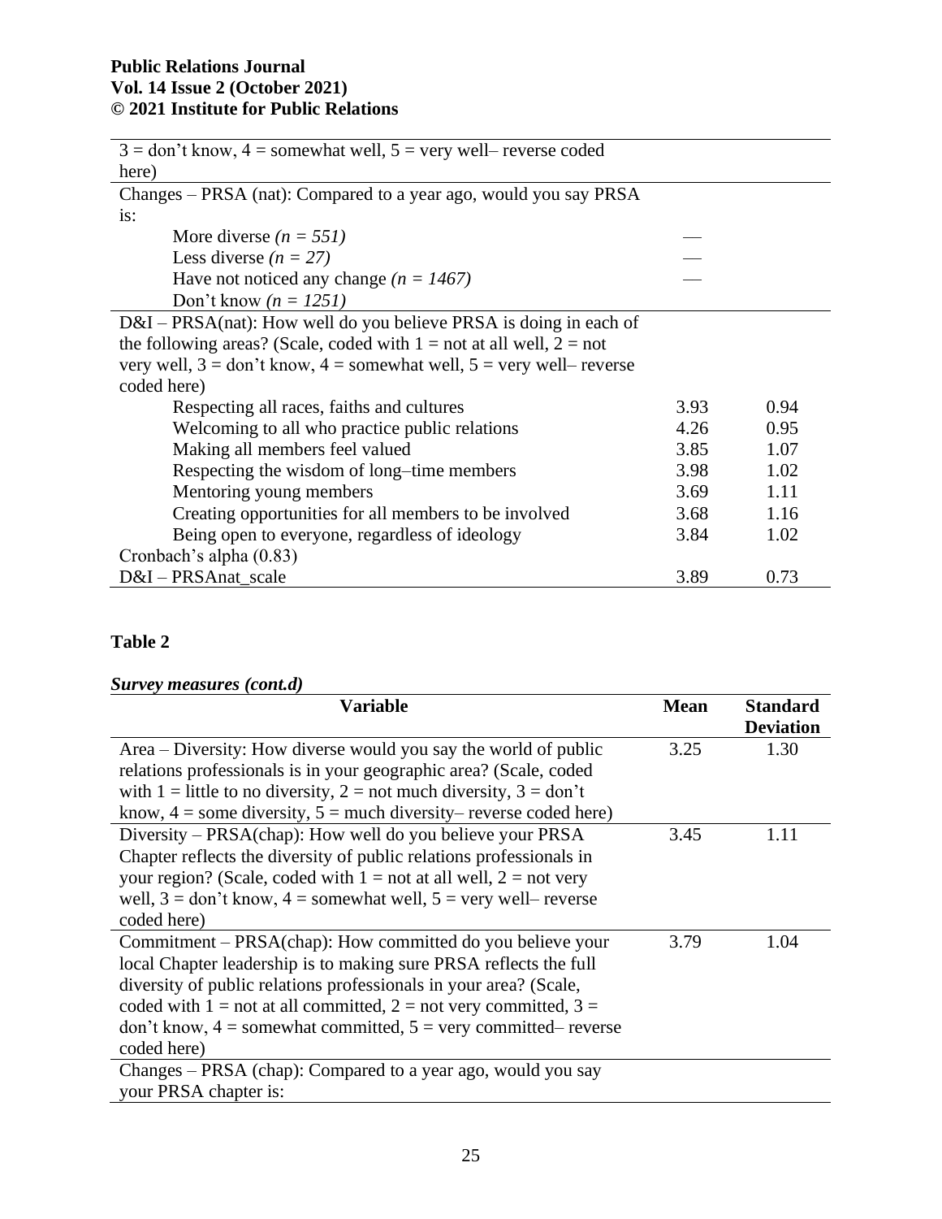| | | |
|---|---|---|
| 3 = don't know, 4 = somewhat well, 5 = very well– reverse coded here) | | |
| Changes – PRSA (nat): Compared to a year ago, would you say PRSA is: | | |
| More diverse *(n = 551)* | — | |
| Less diverse *(n = 27)* | — | |
| Have not noticed any change *(n = 1467)* | — | |
| Don't know *(n = 1251)* | | |
| D&I – PRSA(nat): How well do you believe PRSA is doing in each of the following areas? (Scale, coded with 1 = not at all well, 2 = not very well, 3 = don't know, 4 = somewhat well, 5 = very well– reverse coded here) | | |
| Respecting all races, faiths and cultures | 3.93 | 0.94 |
| Welcoming to all who practice public relations | 4.26 | 0.95 |
| Making all members feel valued | 3.85 | 1.07 |
| Respecting the wisdom of long–time members | 3.98 | 1.02 |
| Mentoring young members | 3.69 | 1.11 |
| Creating opportunities for all members to be involved | 3.68 | 1.16 |
| Being open to everyone, regardless of ideology | 3.84 | 1.02 |
| Cronbach's alpha (0.83) | | |
| D&I – PRSAnat_scale | 3.89 | 0.73 |

**Table 2**

***Survey measures (cont.d)***

| Variable | Mean | Standard Deviation |
|---|---|---|
| Area – Diversity: How diverse would you say the world of public relations professionals is in your geographic area? (Scale, coded with 1 = little to no diversity, 2 = not much diversity, 3 = don't know, 4 = some diversity, 5 = much diversity– reverse coded here) | 3.25 | 1.30 |
| Diversity – PRSA(chap): How well do you believe your PRSA Chapter reflects the diversity of public relations professionals in your region? (Scale, coded with 1 = not at all well, 2 = not very well, 3 = don't know, 4 = somewhat well, 5 = very well– reverse coded here) | 3.45 | 1.11 |
| Commitment – PRSA(chap): How committed do you believe your local Chapter leadership is to making sure PRSA reflects the full diversity of public relations professionals in your area? (Scale, coded with 1 = not at all committed, 2 = not very committed, 3 = don't know, 4 = somewhat committed, 5 = very committed– reverse coded here) | 3.79 | 1.04 |
| Changes – PRSA (chap): Compared to a year ago, would you say your PRSA chapter is: | | |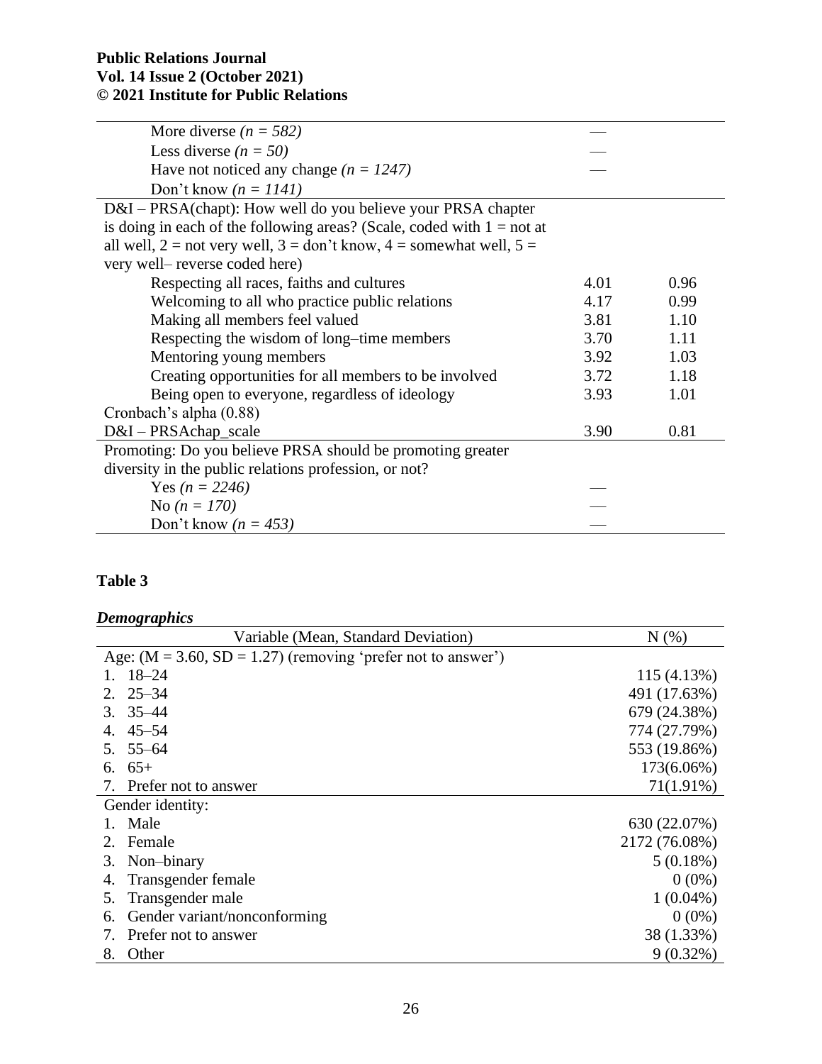| | | |
|---|---|---|
| More diverse *(n = 582)* | — | |
| Less diverse *(n = 50)* | — | |
| Have not noticed any change *(n = 1247)* | — | |
| Don't know *(n = 1141)* | | |
| D&I – PRSA(chapt): How well do you believe your PRSA chapter is doing in each of the following areas? (Scale, coded with 1 = not at all well, 2 = not very well, 3 = don't know, 4 = somewhat well, 5 = very well– reverse coded here) | | |
| Respecting all races, faiths and cultures | 4.01 | 0.96 |
| Welcoming to all who practice public relations | 4.17 | 0.99 |
| Making all members feel valued | 3.81 | 1.10 |
| Respecting the wisdom of long–time members | 3.70 | 1.11 |
| Mentoring young members | 3.92 | 1.03 |
| Creating opportunities for all members to be involved | 3.72 | 1.18 |
| Being open to everyone, regardless of ideology | 3.93 | 1.01 |
| Cronbach's alpha (0.88) | | |
| D&I – PRSAchap_scale | 3.90 | 0.81 |
| Promoting: Do you believe PRSA should be promoting greater diversity in the public relations profession, or not? | | |
| Yes *(n = 2246)* | — | |
| No *(n = 170)* | — | |
| Don't know *(n = 453)* | — | |

**Table 3**

***Demographics***

| Variable (Mean, Standard Deviation) | N (%) |
|---|---|
| Age: (M = 3.60, SD = 1.27) (removing 'prefer not to answer') | |
| 1. 18–24 | 115 (4.13%) |
| 2. 25–34 | 491 (17.63%) |
| 3. 35–44 | 679 (24.38%) |
| 4. 45–54 | 774 (27.79%) |
| 5. 55–64 | 553 (19.86%) |
| 6. 65+ | 173(6.06%) |
| 7. Prefer not to answer | 71(1.91%) |
| Gender identity: | |
| 1. Male | 630 (22.07%) |
| 2. Female | 2172 (76.08%) |
| 3. Non–binary | 5 (0.18%) |
| 4. Transgender female | 0 (0%) |
| 5. Transgender male | 1 (0.04%) |
| 6. Gender variant/nonconforming | 0 (0%) |
| 7. Prefer not to answer | 38 (1.33%) |
| 8. Other | 9 (0.32%) |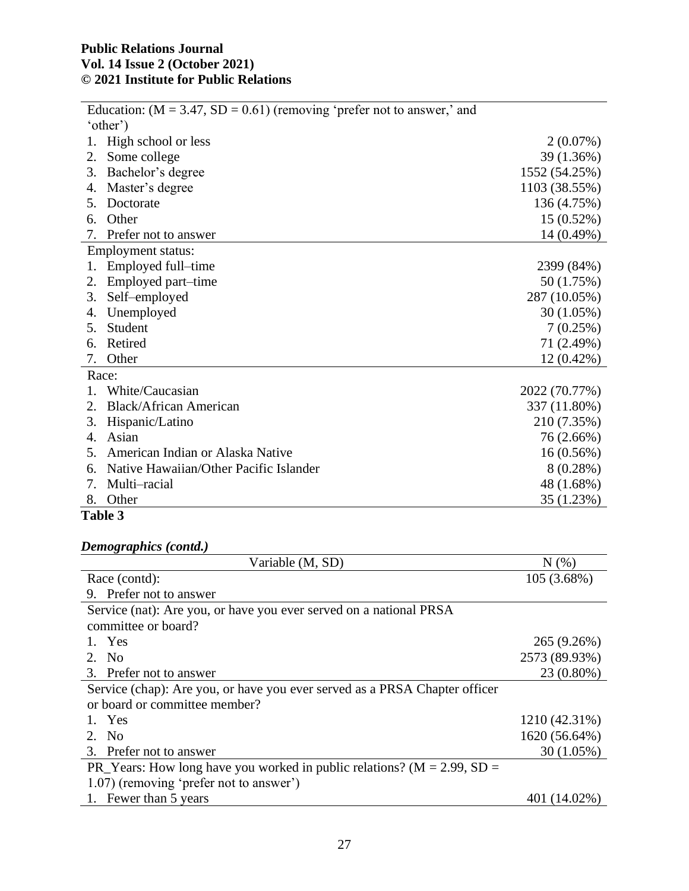| | |
|---|---|
| Education: ($M = 3.47$, $SD = 0.61$) (removing 'prefer not to answer,' and 'other') | |
| 1. High school or less | 2 (0.07%) |
| 2. Some college | 39 (1.36%) |
| 3. Bachelor's degree | 1552 (54.25%) |
| 4. Master's degree | 1103 (38.55%) |
| 5. Doctorate | 136 (4.75%) |
| 6. Other | 15 (0.52%) |
| 7. Prefer not to answer | 14 (0.49%) |
| Employment status: | |
| 1. Employed full–time | 2399 (84%) |
| 2. Employed part–time | 50 (1.75%) |
| 3. Self–employed | 287 (10.05%) |
| 4. Unemployed | 30 (1.05%) |
| 5. Student | 7 (0.25%) |
| 6. Retired | 71 (2.49%) |
| 7. Other | 12 (0.42%) |
| Race: | |
| 1. White/Caucasian | 2022 (70.77%) |
| 2. Black/African American | 337 (11.80%) |
| 3. Hispanic/Latino | 210 (7.35%) |
| 4. Asian | 76 (2.66%) |
| 5. American Indian or Alaska Native | 16 (0.56%) |
| 6. Native Hawaiian/Other Pacific Islander | 8 (0.28%) |
| 7. Multi–racial | 48 (1.68%) |
| 8. Other | 35 (1.23%) |

**Table 3**

***Demographics (contd.)***

| Variable (M, SD) | N (%) |
|---|---|
| Race (contd): | 105 (3.68%) |
| 9. Prefer not to answer | |
| Service (nat): Are you, or have you ever served on a national PRSA committee or board? | |
| 1. Yes | 265 (9.26%) |
| 2. No | 2573 (89.93%) |
| 3. Prefer not to answer | 23 (0.80%) |
| Service (chap): Are you, or have you ever served as a PRSA Chapter officer or board or committee member? | |
| 1. Yes | 1210 (42.31%) |
| 2. No | 1620 (56.64%) |
| 3. Prefer not to answer | 30 (1.05%) |
| PR_Years: How long have you worked in public relations? ($M = 2.99$, $SD = 1.07$) (removing 'prefer not to answer') | |
| 1. Fewer than 5 years | 401 (14.02%) |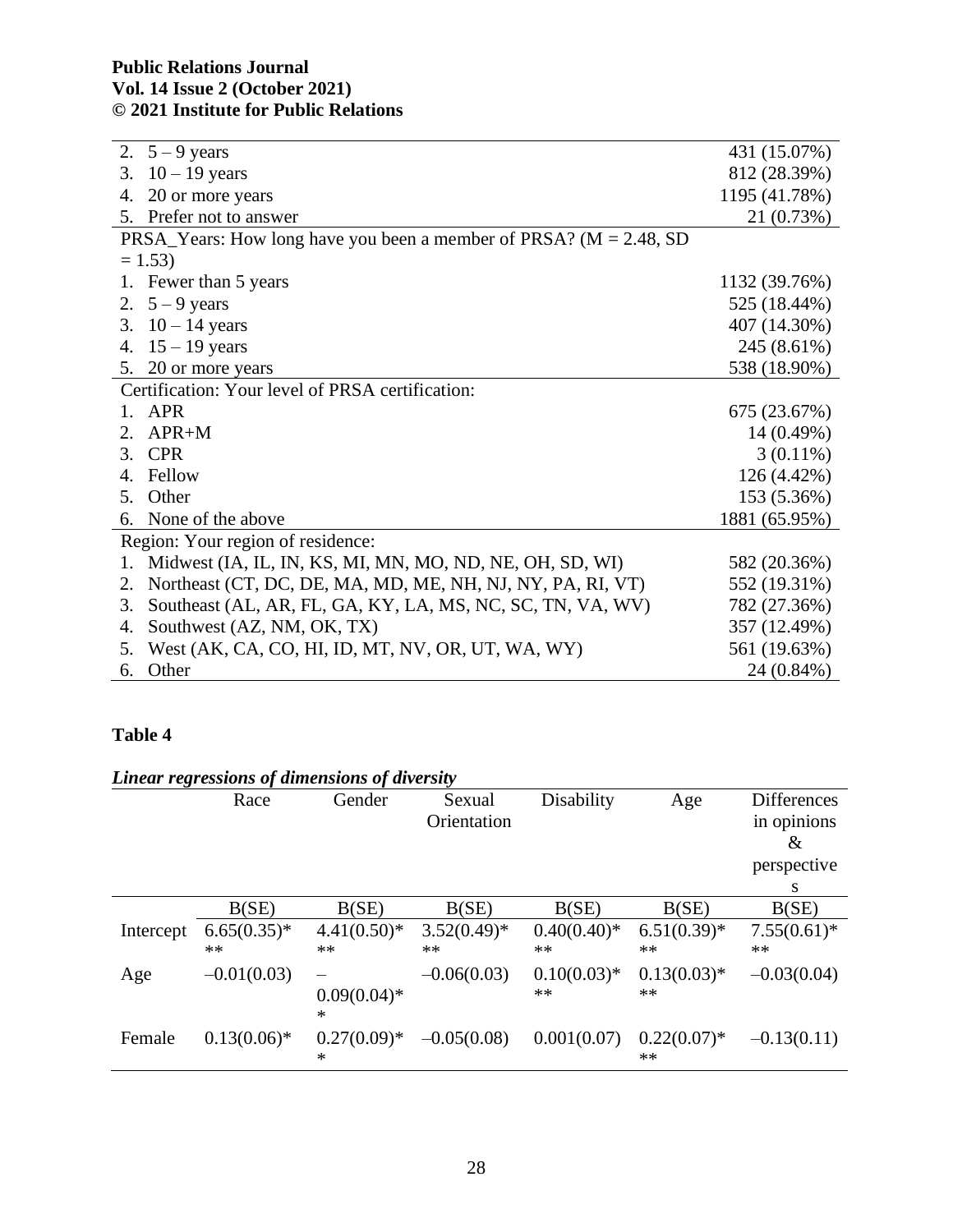| | |
|---|---|
| 2. 5 – 9 years | 431 (15.07%) |
| 3. 10 – 19 years | 812 (28.39%) |
| 4. 20 or more years | 1195 (41.78%) |
| 5. Prefer not to answer | 21 (0.73%) |
| PRSA_Years: How long have you been a member of PRSA? (M = 2.48, SD = 1.53) | |
| 1. Fewer than 5 years | 1132 (39.76%) |
| 2. 5 – 9 years | 525 (18.44%) |
| 3. 10 – 14 years | 407 (14.30%) |
| 4. 15 – 19 years | 245 (8.61%) |
| 5. 20 or more years | 538 (18.90%) |
| Certification: Your level of PRSA certification: | |
| 1. APR | 675 (23.67%) |
| 2. APR+M | 14 (0.49%) |
| 3. CPR | 3 (0.11%) |
| 4. Fellow | 126 (4.42%) |
| 5. Other | 153 (5.36%) |
| 6. None of the above | 1881 (65.95%) |
| Region: Your region of residence: | |
| 1. Midwest (IA, IL, IN, KS, MI, MN, MO, ND, NE, OH, SD, WI) | 582 (20.36%) |
| 2. Northeast (CT, DC, DE, MA, MD, ME, NH, NJ, NY, PA, RI, VT) | 552 (19.31%) |
| 3. Southeast (AL, AR, FL, GA, KY, LA, MS, NC, SC, TN, VA, WV) | 782 (27.36%) |
| 4. Southwest (AZ, NM, OK, TX) | 357 (12.49%) |
| 5. West (AK, CA, CO, HI, ID, MT, NV, OR, UT, WA, WY) | 561 (19.63%) |
| 6. Other | 24 (0.84%) |

**Table 4**

***Linear regressions of dimensions of diversity***

| | Race | Gender | Sexual Orientation | Disability | Age | Differences in opinions & perspectives |
|---|---|---|---|---|---|---|
| | B(SE) | B(SE) | B(SE) | B(SE) | B(SE) | B(SE) |
| Intercept | 6.65(0.35)*** | 4.41(0.50)*** | 3.52(0.49)*** | 0.40(0.40)*** | 6.51(0.39)*** | 7.55(0.61)*** |
| Age | –0.01(0.03) | –0.09(0.04)** | –0.06(0.03) | 0.10(0.03)*** | 0.13(0.03)*** | –0.03(0.04) |
| Female | 0.13(0.06)* | 0.27(0.09)** | –0.05(0.08) | 0.001(0.07) | 0.22(0.07)*** | –0.13(0.11) |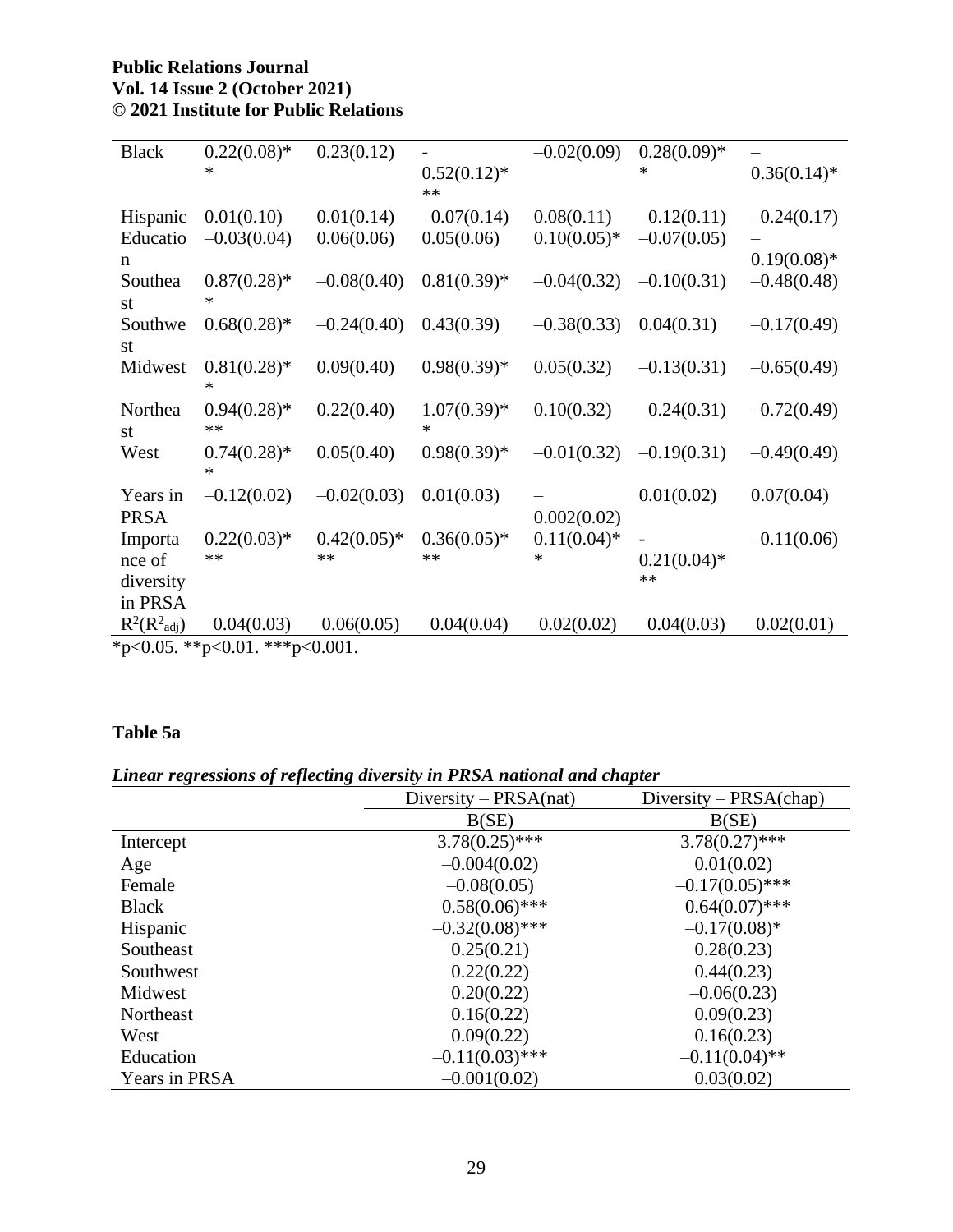| Black | 0.22(0.08)** | 0.23(0.12) | -0.52(0.12)*** | –0.02(0.09) | 0.28(0.09)** | –0.36(0.14)* |
|---|---|---|---|---|---|---|
| Hispanic | 0.01(0.10) | 0.01(0.14) | –0.07(0.14) | 0.08(0.11) | –0.12(0.11) | –0.24(0.17) |
| Education | –0.03(0.04) | 0.06(0.06) | 0.05(0.06) | 0.10(0.05)* | –0.07(0.05) | –0.19(0.08)* |
| Southeast | 0.87(0.28)** | –0.08(0.40) | 0.81(0.39)* | –0.04(0.32) | –0.10(0.31) | –0.48(0.48) |
| Southwest | 0.68(0.28)* | –0.24(0.40) | 0.43(0.39) | –0.38(0.33) | 0.04(0.31) | –0.17(0.49) |
| Midwest | 0.81(0.28)** | 0.09(0.40) | 0.98(0.39)* | 0.05(0.32) | –0.13(0.31) | –0.65(0.49) |
| Northeast | 0.94(0.28)*** | 0.22(0.40) | 1.07(0.39)** | 0.10(0.32) | –0.24(0.31) | –0.72(0.49) |
| West | 0.74(0.28)** | 0.05(0.40) | 0.98(0.39)* | –0.01(0.32) | –0.19(0.31) | –0.49(0.49) |
| Years in PRSA | –0.12(0.02) | –0.02(0.03) | 0.01(0.03) | –0.002(0.02) | 0.01(0.02) | 0.07(0.04) |
| Importance of diversity in PRSA | 0.22(0.03)*** | 0.42(0.05)*** | 0.36(0.05)*** | 0.11(0.04)** | -0.21(0.04)*** | –0.11(0.06) |
| $R^2(R^2_{adj})$ | 0.04(0.03) | 0.06(0.05) | 0.04(0.04) | 0.02(0.02) | 0.04(0.03) | 0.02(0.01) |

*p<0.05. **p<0.01. ***p<0.001.

**Table 5a**

***Linear regressions of reflecting diversity in PRSA national and chapter***

| | Diversity – PRSA(nat) | Diversity – PRSA(chap) |
|---|---|---|
| | B(SE) | B(SE) |
| Intercept | 3.78(0.25)*** | 3.78(0.27)*** |
| Age | –0.004(0.02) | 0.01(0.02) |
| Female | –0.08(0.05) | –0.17(0.05)*** |
| Black | –0.58(0.06)*** | –0.64(0.07)*** |
| Hispanic | –0.32(0.08)*** | –0.17(0.08)* |
| Southeast | 0.25(0.21) | 0.28(0.23) |
| Southwest | 0.22(0.22) | 0.44(0.23) |
| Midwest | 0.20(0.22) | –0.06(0.23) |
| Northeast | 0.16(0.22) | 0.09(0.23) |
| West | 0.09(0.22) | 0.16(0.23) |
| Education | –0.11(0.03)*** | –0.11(0.04)** |
| Years in PRSA | –0.001(0.02) | 0.03(0.02) |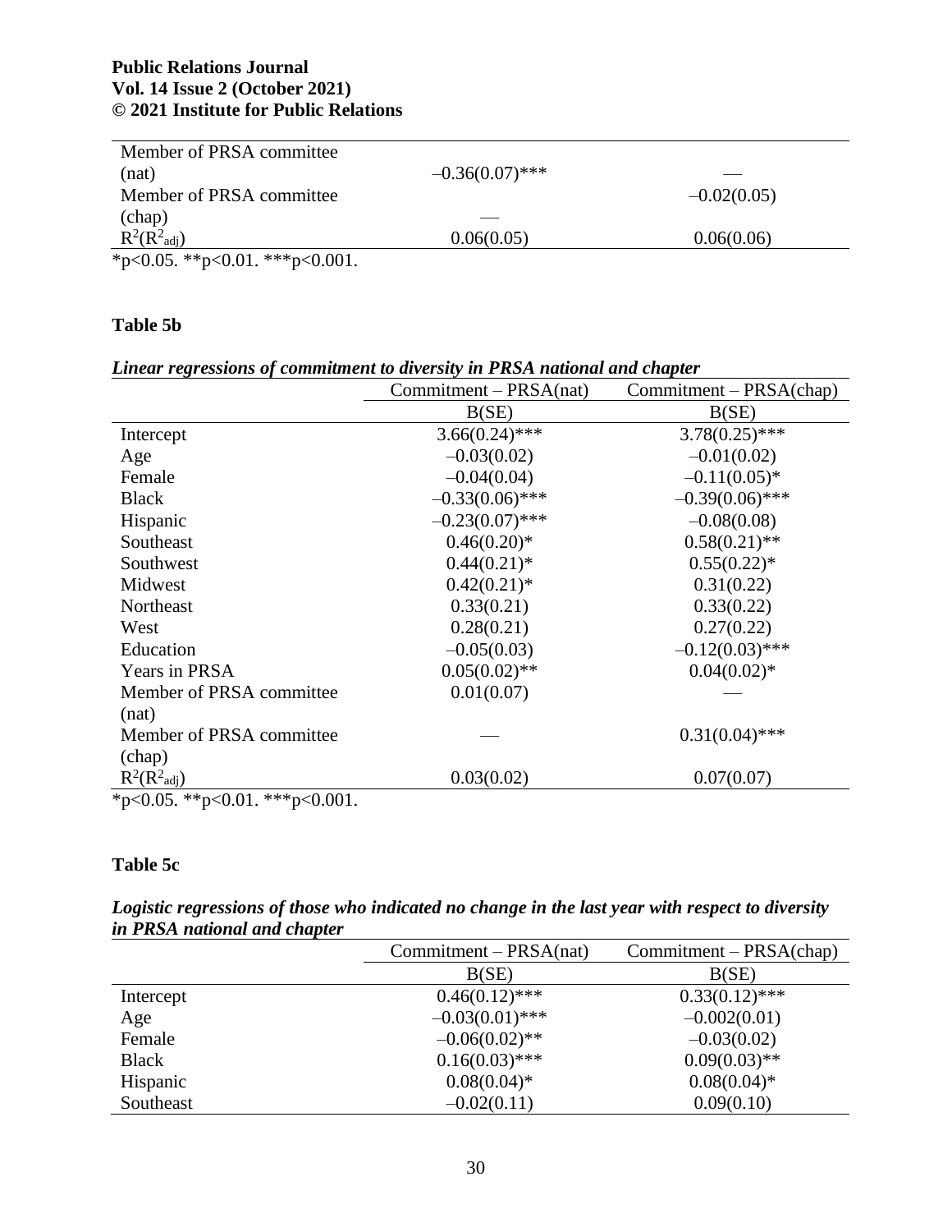| | | |
|---|---|---|
| Member of PRSA committee (nat) | –0.36(0.07)*** | — |
| Member of PRSA committee (chap) | — | –0.02(0.05) |
| $R^2(R^2_{adj})$ | 0.06(0.05) | 0.06(0.06) |

*p<0.05. **p<0.01. ***p<0.001.

**Table 5b**

***Linear regressions of commitment to diversity in PRSA national and chapter***

| | Commitment – PRSA(nat) | Commitment – PRSA(chap) |
|---|---|---|
| | B(SE) | B(SE) |
| Intercept | 3.66(0.24)*** | 3.78(0.25)*** |
| Age | –0.03(0.02) | –0.01(0.02) |
| Female | –0.04(0.04) | –0.11(0.05)* |
| Black | –0.33(0.06)*** | –0.39(0.06)*** |
| Hispanic | –0.23(0.07)*** | –0.08(0.08) |
| Southeast | 0.46(0.20)* | 0.58(0.21)** |
| Southwest | 0.44(0.21)* | 0.55(0.22)* |
| Midwest | 0.42(0.21)* | 0.31(0.22) |
| Northeast | 0.33(0.21) | 0.33(0.22) |
| West | 0.28(0.21) | 0.27(0.22) |
| Education | –0.05(0.03) | –0.12(0.03)*** |
| Years in PRSA | 0.05(0.02)** | 0.04(0.02)* |
| Member of PRSA committee (nat) | 0.01(0.07) | — |
| Member of PRSA committee (chap) | — | 0.31(0.04)*** |
| $R^2(R^2_{adj})$ | 0.03(0.02) | 0.07(0.07) |

*p<0.05. **p<0.01. ***p<0.001.

**Table 5c**

***Logistic regressions of those who indicated no change in the last year with respect to diversity in PRSA national and chapter***

| | Commitment – PRSA(nat) | Commitment – PRSA(chap) |
|---|---|---|
| | B(SE) | B(SE) |
| Intercept | 0.46(0.12)*** | 0.33(0.12)*** |
| Age | –0.03(0.01)*** | –0.002(0.01) |
| Female | –0.06(0.02)** | –0.03(0.02) |
| Black | 0.16(0.03)*** | 0.09(0.03)** |
| Hispanic | 0.08(0.04)* | 0.08(0.04)* |
| Southeast | –0.02(0.11) | 0.09(0.10) |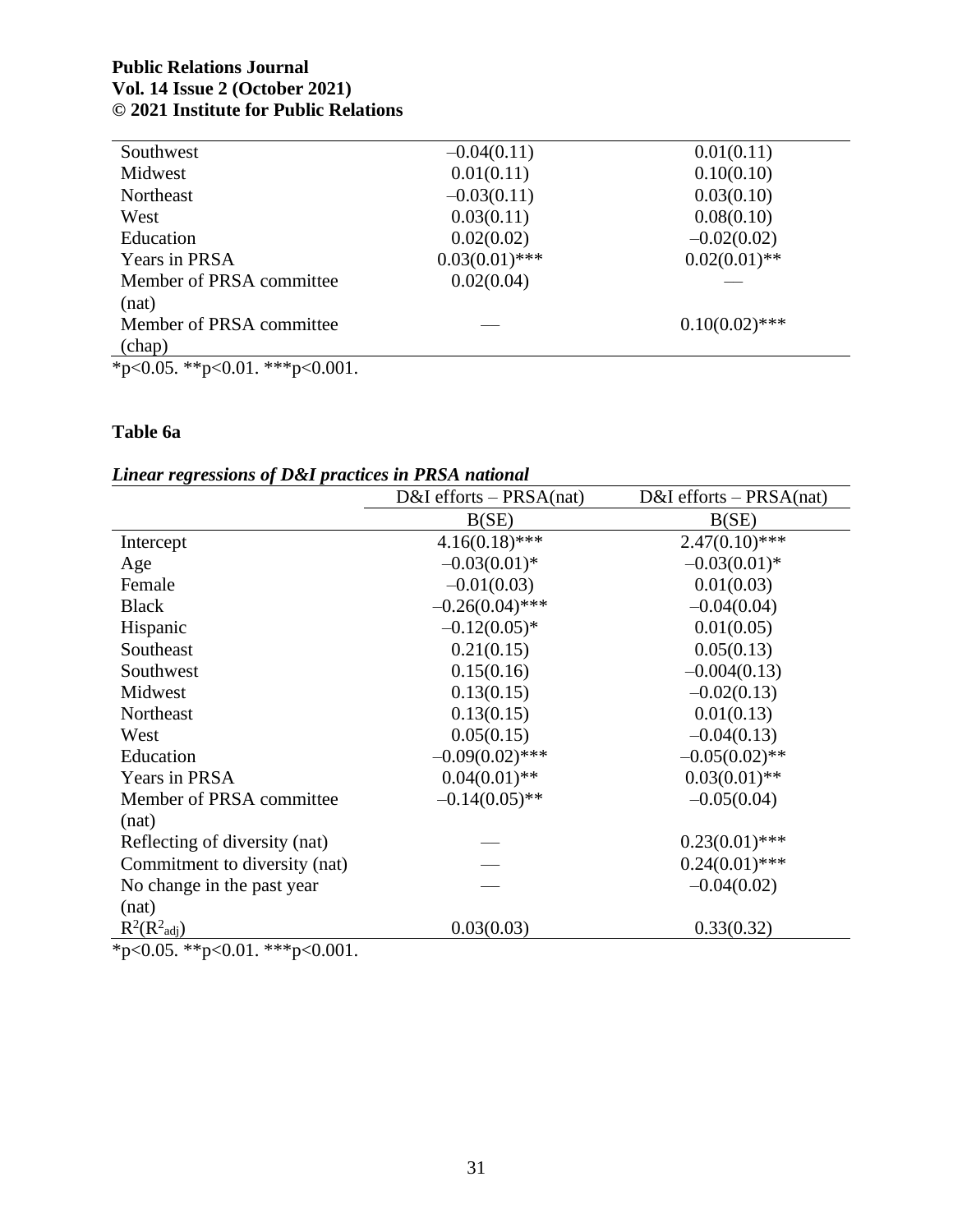| | | |
|---|---|---|
| Southwest | –0.04(0.11) | 0.01(0.11) |
| Midwest | 0.01(0.11) | 0.10(0.10) |
| Northeast | –0.03(0.11) | 0.03(0.10) |
| West | 0.03(0.11) | 0.08(0.10) |
| Education | 0.02(0.02) | –0.02(0.02) |
| Years in PRSA | 0.03(0.01)*** | 0.02(0.01)** |
| Member of PRSA committee (nat) | 0.02(0.04) | — |
| Member of PRSA committee (chap) | — | 0.10(0.02)*** |

*p<0.05. **p<0.01. ***p<0.001.

**Table 6a**

***Linear regressions of D&I practices in PRSA national***

| | D&I efforts – PRSA(nat) | D&I efforts – PRSA(nat) |
|---|---|---|
| | B(SE) | B(SE) |
| Intercept | 4.16(0.18)*** | 2.47(0.10)*** |
| Age | –0.03(0.01)* | –0.03(0.01)* |
| Female | –0.01(0.03) | 0.01(0.03) |
| Black | –0.26(0.04)*** | –0.04(0.04) |
| Hispanic | –0.12(0.05)* | 0.01(0.05) |
| Southeast | 0.21(0.15) | 0.05(0.13) |
| Southwest | 0.15(0.16) | –0.004(0.13) |
| Midwest | 0.13(0.15) | –0.02(0.13) |
| Northeast | 0.13(0.15) | 0.01(0.13) |
| West | 0.05(0.15) | –0.04(0.13) |
| Education | –0.09(0.02)*** | –0.05(0.02)** |
| Years in PRSA | 0.04(0.01)** | 0.03(0.01)** |
| Member of PRSA committee (nat) | –0.14(0.05)** | –0.05(0.04) |
| Reflecting of diversity (nat) | — | 0.23(0.01)*** |
| Commitment to diversity (nat) | — | 0.24(0.01)*** |
| No change in the past year (nat) | — | –0.04(0.02) |
| $R^2(R^2_{adj})$ | 0.03(0.03) | 0.33(0.32) |

*p<0.05. **p<0.01. ***p<0.001.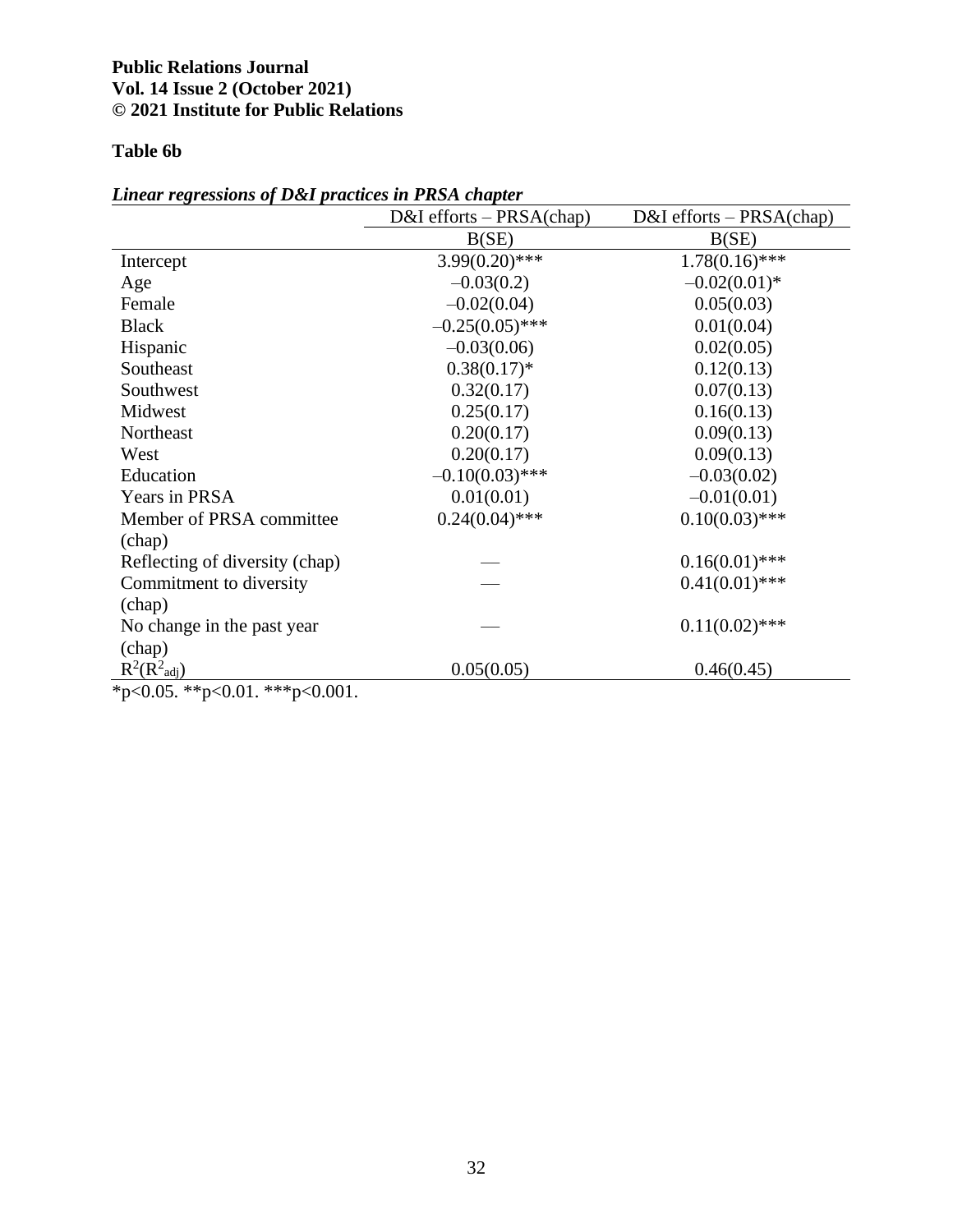**Table 6b**

***Linear regressions of D&I practices in PRSA chapter***

| | D&I efforts – PRSA(chap) | D&I efforts – PRSA(chap) |
|---|---|---|
| | B(SE) | B(SE) |
| Intercept | 3.99(0.20)*** | 1.78(0.16)*** |
| Age | –0.03(0.2) | –0.02(0.01)* |
| Female | –0.02(0.04) | 0.05(0.03) |
| Black | –0.25(0.05)*** | 0.01(0.04) |
| Hispanic | –0.03(0.06) | 0.02(0.05) |
| Southeast | 0.38(0.17)* | 0.12(0.13) |
| Southwest | 0.32(0.17) | 0.07(0.13) |
| Midwest | 0.25(0.17) | 0.16(0.13) |
| Northeast | 0.20(0.17) | 0.09(0.13) |
| West | 0.20(0.17) | 0.09(0.13) |
| Education | –0.10(0.03)*** | –0.03(0.02) |
| Years in PRSA | 0.01(0.01) | –0.01(0.01) |
| Member of PRSA committee (chap) | 0.24(0.04)*** | 0.10(0.03)*** |
| Reflecting of diversity (chap) | — | 0.16(0.01)*** |
| Commitment to diversity (chap) | — | 0.41(0.01)*** |
| No change in the past year (chap) | — | 0.11(0.02)*** |
| $R^2(R^2_{adj})$ | 0.05(0.05) | 0.46(0.45) |

*p<0.05. **p<0.01. ***p<0.001.